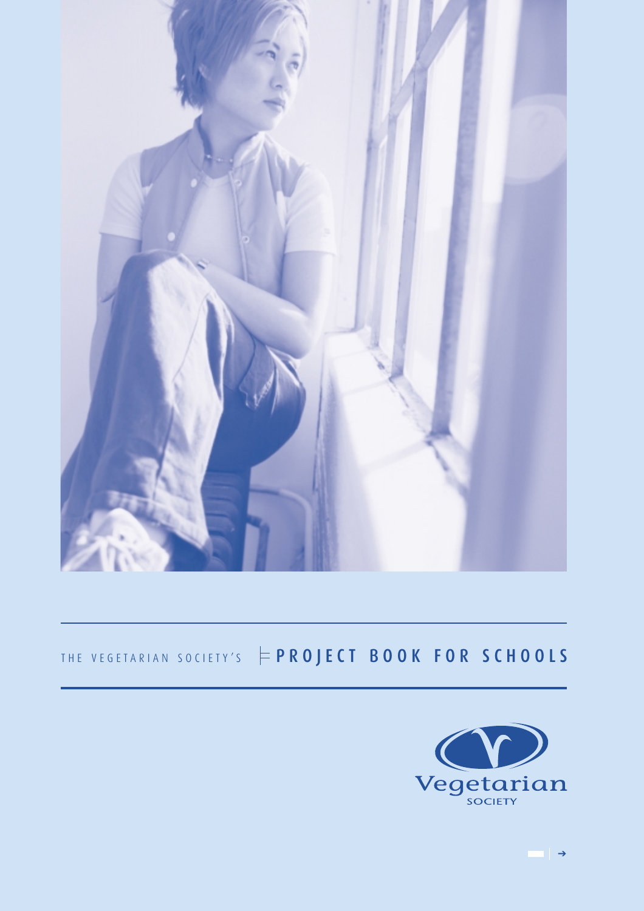THE VEGETARIAN SOCIETY'S

# PROJECT BOOK FOR SCHOOLS

Vegetarian
SOCIETY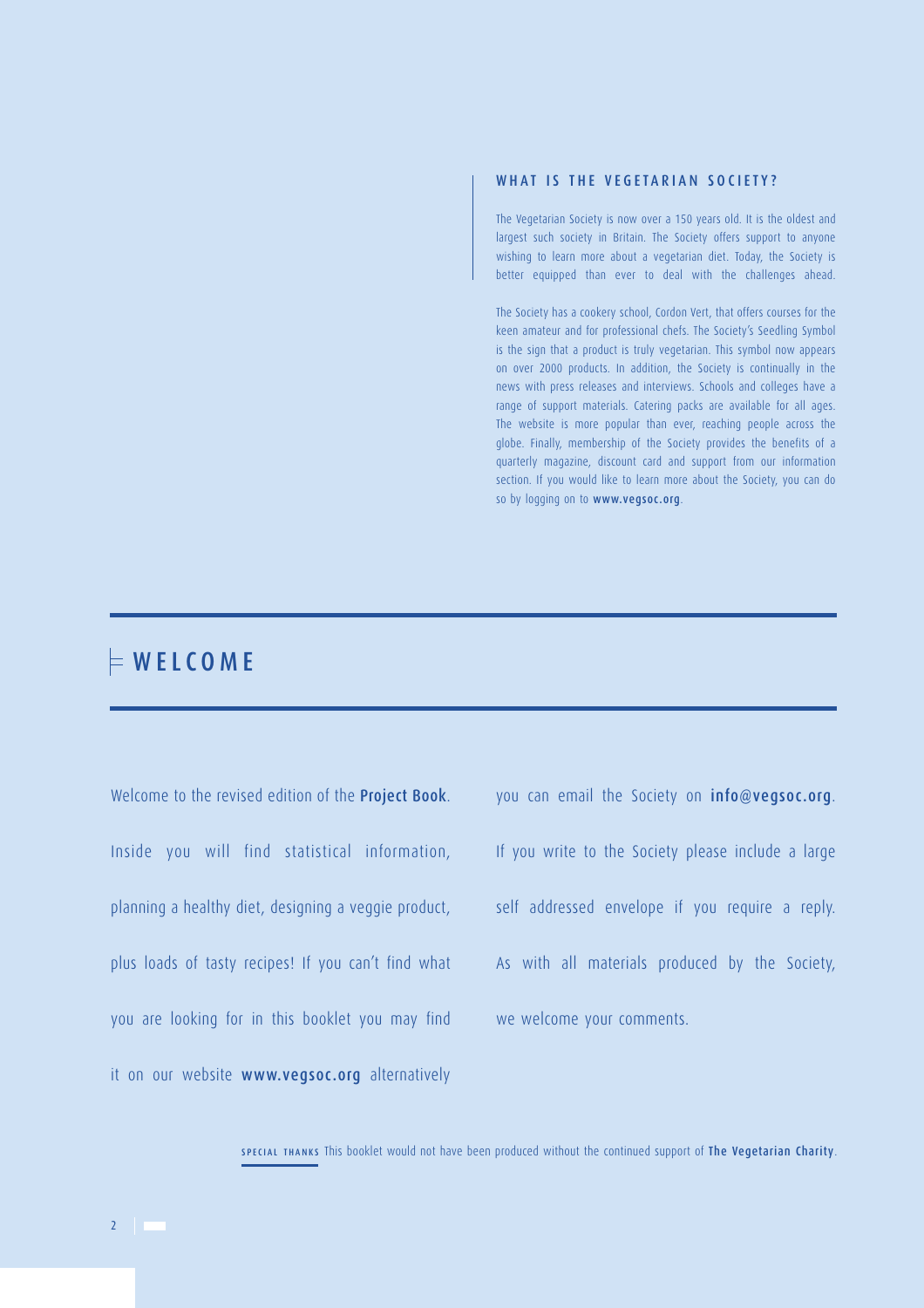## WHAT IS THE VEGETARIAN SOCIETY?

The Vegetarian Society is now over a 150 years old. It is the oldest and largest such society in Britain. The Society offers support to anyone wishing to learn more about a vegetarian diet. Today, the Society is better equipped than ever to deal with the challenges ahead.

The Society has a cookery school, Cordon Vert, that offers courses for the keen amateur and for professional chefs. The Society's Seedling Symbol is the sign that a product is truly vegetarian. This symbol now appears on over 2000 products. In addition, the Society is continually in the news with press releases and interviews. Schools and colleges have a range of support materials. Catering packs are available for all ages. The website is more popular than ever, reaching people across the globe. Finally, membership of the Society provides the benefits of a quarterly magazine, discount card and support from our information section. If you would like to learn more about the Society, you can do so by logging on to **www.vegsoc.org**.

# WELCOME

Welcome to the revised edition of the **Project Book**. Inside you will find statistical information, planning a healthy diet, designing a veggie product, plus loads of tasty recipes! If you can't find what you are looking for in this booklet you may find it on our website **www.vegsoc.org** alternatively you can email the Society on **info@vegsoc.org**. If you write to the Society please include a large self addressed envelope if you require a reply. As with all materials produced by the Society, we welcome your comments.

SPECIAL THANKS This booklet would not have been produced without the continued support of **The Vegetarian Charity**.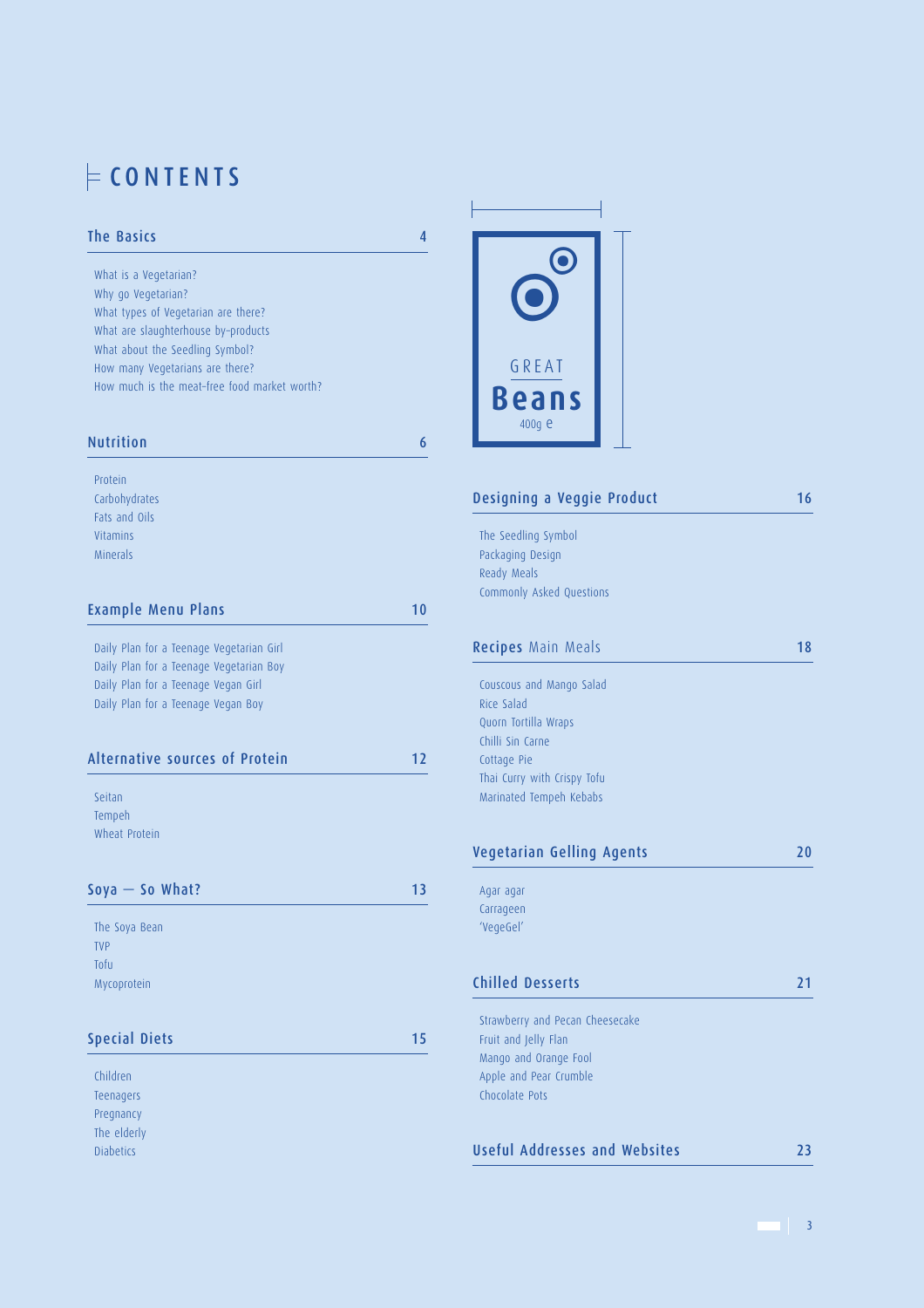# CONTENTS

## The Basics 4

- What is a Vegetarian?
- Why go Vegetarian?
- What types of Vegetarian are there?
- What are slaughterhouse by-products
- What about the Seedling Symbol?
- How many Vegetarians are there?
- How much is the meat-free food market worth?

## Nutrition 6

- Protein
- Carbohydrates
- Fats and Oils
- Vitamins
- Minerals

## Example Menu Plans 10

- Daily Plan for a Teenage Vegetarian Girl
- Daily Plan for a Teenage Vegetarian Boy
- Daily Plan for a Teenage Vegan Girl
- Daily Plan for a Teenage Vegan Boy

## Alternative sources of Protein 12

- Seitan
- Tempeh
- Wheat Protein

## Soya — So What? 13

- The Soya Bean
- TVP
- Tofu
- Mycoprotein

## Special Diets 15

- Children
- Teenagers
- Pregnancy
- The elderly
- Diabetics

GREAT
**Beans**
400g e

## Designing a Veggie Product 16

- The Seedling Symbol
- Packaging Design
- Ready Meals
- Commonly Asked Questions

## Recipes Main Meals 18

- Couscous and Mango Salad
- Rice Salad
- Quorn Tortilla Wraps
- Chilli Sin Carne
- Cottage Pie
- Thai Curry with Crispy Tofu
- Marinated Tempeh Kebabs

## Vegetarian Gelling Agents 20

- Agar agar
- Carrageen
- 'VegeGel'

## Chilled Desserts 21

- Strawberry and Pecan Cheesecake
- Fruit and Jelly Flan
- Mango and Orange Fool
- Apple and Pear Crumble
- Chocolate Pots

## Useful Addresses and Websites 23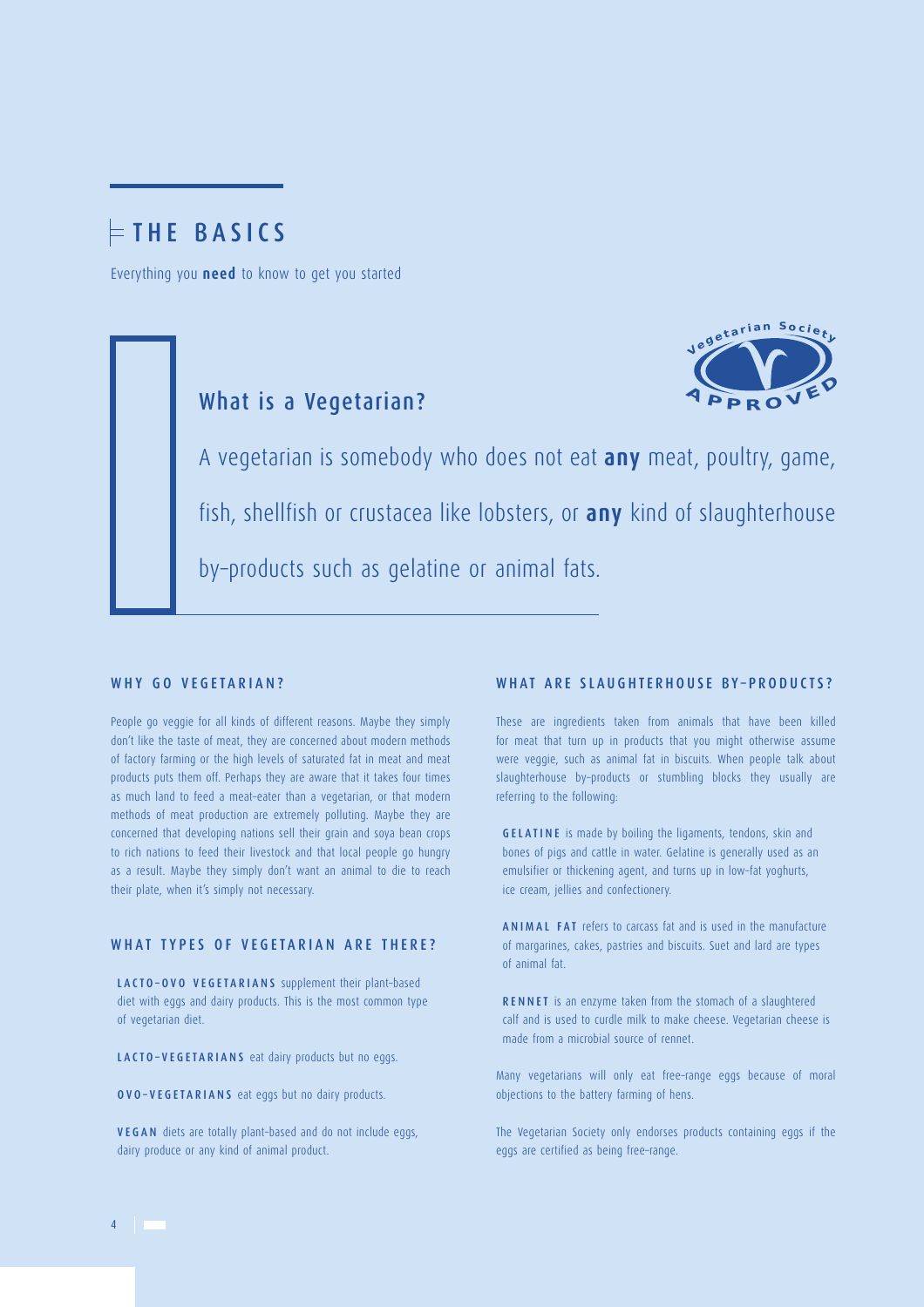# THE BASICS

Everything you **need** to know to get you started

## What is a Vegetarian?

A vegetarian is somebody who does not eat **any** meat, poultry, game, fish, shellfish or crustacea like lobsters, or **any** kind of slaughterhouse by-products such as gelatine or animal fats.

### WHY GO VEGETARIAN?

People go veggie for all kinds of different reasons. Maybe they simply don't like the taste of meat, they are concerned about modern methods of factory farming or the high levels of saturated fat in meat and meat products puts them off. Perhaps they are aware that it takes four times as much land to feed a meat-eater than a vegetarian, or that modern methods of meat production are extremely polluting. Maybe they are concerned that developing nations sell their grain and soya bean crops to rich nations to feed their livestock and that local people go hungry as a result. Maybe they simply don't want an animal to die to reach their plate, when it's simply not necessary.

### WHAT TYPES OF VEGETARIAN ARE THERE?

**LACTO-OVO VEGETARIANS** supplement their plant-based diet with eggs and dairy products. This is the most common type of vegetarian diet.

**LACTO-VEGETARIANS** eat dairy products but no eggs.

**OVO-VEGETARIANS** eat eggs but no dairy products.

**VEGAN** diets are totally plant-based and do not include eggs, dairy produce or any kind of animal product.

### WHAT ARE SLAUGHTERHOUSE BY-PRODUCTS?

These are ingredients taken from animals that have been killed for meat that turn up in products that you might otherwise assume were veggie, such as animal fat in biscuits. When people talk about slaughterhouse by-products or stumbling blocks they usually are referring to the following:

**GELATINE** is made by boiling the ligaments, tendons, skin and bones of pigs and cattle in water. Gelatine is generally used as an emulsifier or thickening agent, and turns up in low-fat yoghurts, ice cream, jellies and confectionery.

**ANIMAL FAT** refers to carcass fat and is used in the manufacture of margarines, cakes, pastries and biscuits. Suet and lard are types of animal fat.

**RENNET** is an enzyme taken from the stomach of a slaughtered calf and is used to curdle milk to make cheese. Vegetarian cheese is made from a microbial source of rennet.

Many vegetarians will only eat free-range eggs because of moral objections to the battery farming of hens.

The Vegetarian Society only endorses products containing eggs if the eggs are certified as being free-range.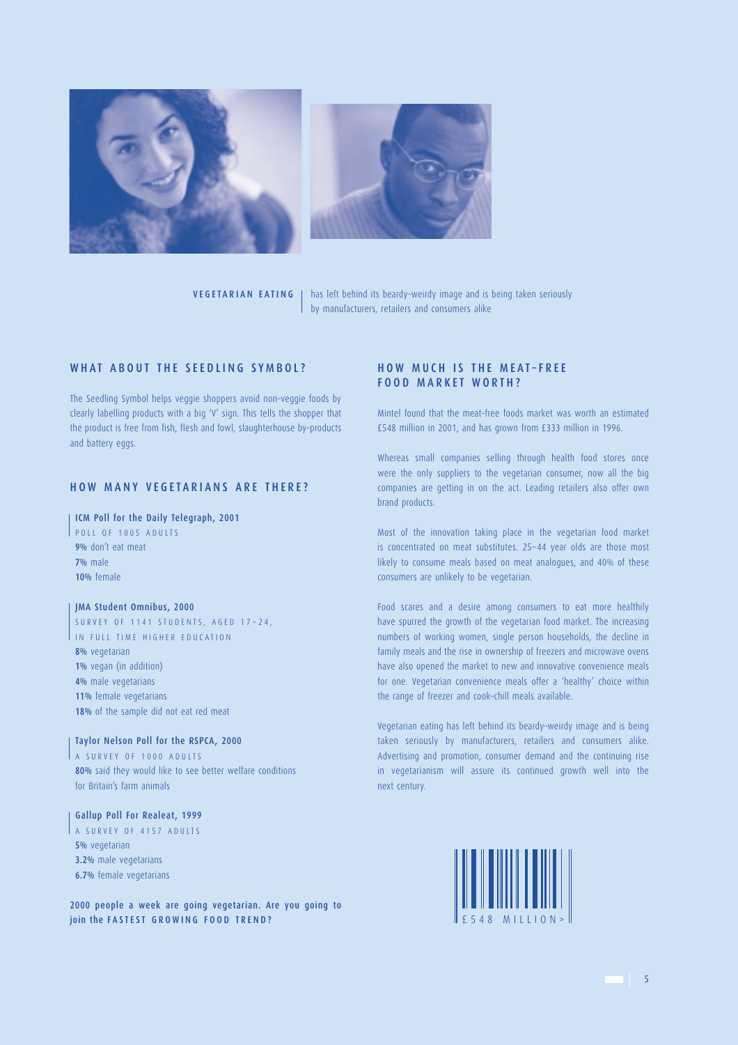**VEGETARIAN EATING** has left behind its beardy-weirdy image and is being taken seriously by manufacturers, retailers and consumers alike

## WHAT ABOUT THE SEEDLING SYMBOL?

The Seedling Symbol helps veggie shoppers avoid non-veggie foods by clearly labelling products with a big 'V' sign. This tells the shopper that the product is free from fish, flesh and fowl, slaughterhouse by-products and battery eggs.

## HOW MANY VEGETARIANS ARE THERE?

**ICM Poll for the Daily Telegraph, 2001**
POLL OF 1005 ADULTS
**9%** don't eat meat
**7%** male
**10%** female

**JMA Student Omnibus, 2000**
SURVEY OF 1141 STUDENTS, AGED 17–24, IN FULL TIME HIGHER EDUCATION
**8%** vegetarian
**1%** vegan (in addition)
**4%** male vegetarians
**11%** female vegetarians
**18%** of the sample did not eat red meat

**Taylor Nelson Poll for the RSPCA, 2000**
A SURVEY OF 1000 ADULTS
**80%** said they would like to see better welfare conditions for Britain's farm animals

**Gallup Poll For Realeat, 1999**
A SURVEY OF 4157 ADULTS
**5%** vegetarian
**3.2%** male vegetarians
**6.7%** female vegetarians

**2000 people a week are going vegetarian. Are you going to join the FASTEST GROWING FOOD TREND?**

## HOW MUCH IS THE MEAT-FREE FOOD MARKET WORTH?

Mintel found that the meat-free foods market was worth an estimated £548 million in 2001, and has grown from £333 million in 1996.

Whereas small companies selling through health food stores once were the only suppliers to the vegetarian consumer, now all the big companies are getting in on the act. Leading retailers also offer own brand products.

Most of the innovation taking place in the vegetarian food market is concentrated on meat substitutes. 25–44 year olds are those most likely to consume meals based on meat analogues, and 40% of these consumers are unlikely to be vegetarian.

Food scares and a desire among consumers to eat more healthily have spurred the growth of the vegetarian food market. The increasing numbers of working women, single person households, the decline in family meals and the rise in ownership of freezers and microwave ovens have also opened the market to new and innovative convenience meals for one. Vegetarian convenience meals offer a 'healthy' choice within the range of freezer and cook-chill meals available.

Vegetarian eating has left behind its beardy-weirdy image and is being taken seriously by manufacturers, retailers and consumers alike. Advertising and promotion, consumer demand and the continuing rise in vegetarianism will assure its continued growth well into the next century.

£548 MILLION>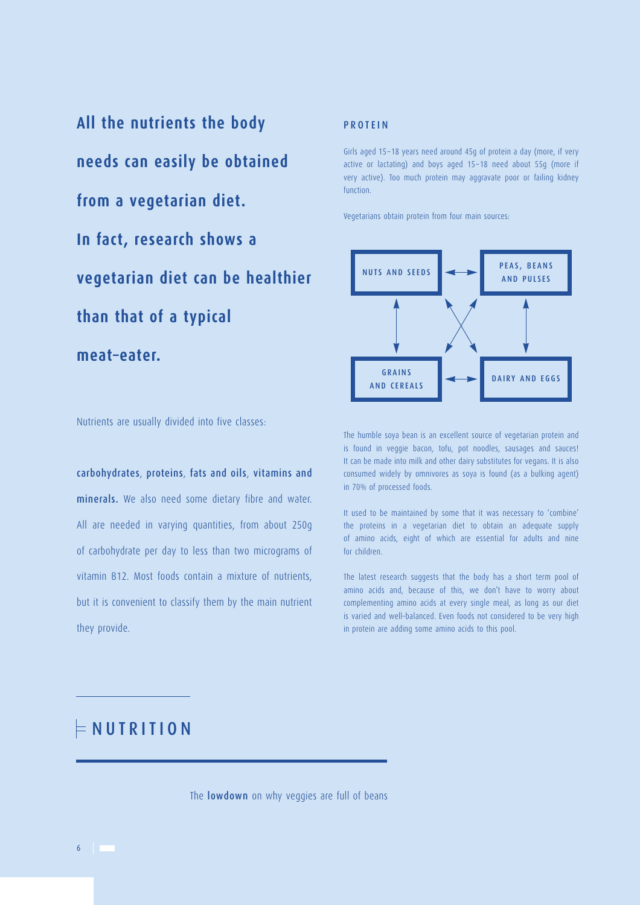# NUTRITION

The **lowdown** on why veggies are full of beans

**All the nutrients the body needs can easily be obtained from a vegetarian diet. In fact, research shows a vegetarian diet can be healthier than that of a typical meat-eater.**

Nutrients are usually divided into five classes:

**carbohydrates**, **proteins**, **fats and oils**, **vitamins and minerals.** We also need some dietary fibre and water. All are needed in varying quantities, from about 250g of carbohydrate per day to less than two micrograms of vitamin B12. Most foods contain a mixture of nutrients, but it is convenient to classify them by the main nutrient they provide.

## PROTEIN

Girls aged 15–18 years need around 45g of protein a day (more, if very active or lactating) and boys aged 15–18 need about 55g (more if very active). Too much protein may aggravate poor or failing kidney function.

Vegetarians obtain protein from four main sources:

- NUTS AND SEEDS
- PEAS, BEANS AND PULSES
- GRAINS AND CEREALS
- DAIRY AND EGGS

The humble soya bean is an excellent source of vegetarian protein and is found in veggie bacon, tofu, pot noodles, sausages and sauces! It can be made into milk and other dairy substitutes for vegans. It is also consumed widely by omnivores as soya is found (as a bulking agent) in 70% of processed foods.

It used to be maintained by some that it was necessary to 'combine' the proteins in a vegetarian diet to obtain an adequate supply of amino acids, eight of which are essential for adults and nine for children.

The latest research suggests that the body has a short term pool of amino acids and, because of this, we don't have to worry about complementing amino acids at every single meal, as long as our diet is varied and well-balanced. Even foods not considered to be very high in protein are adding some amino acids to this pool.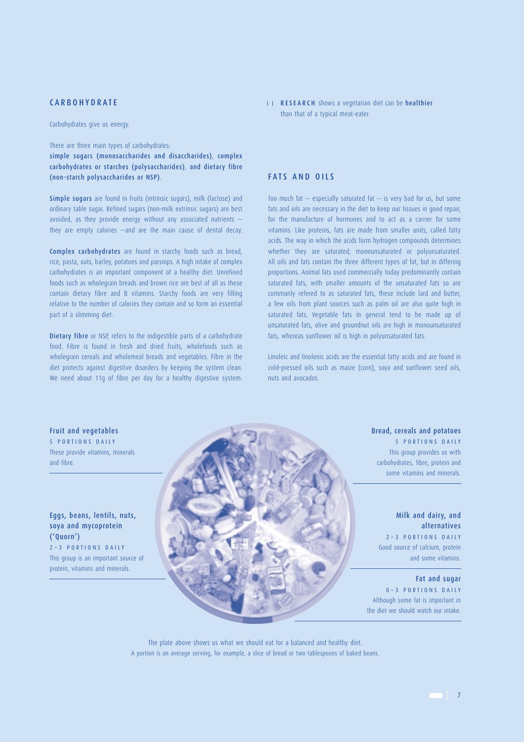## CARBOHYDRATE

Carbohydrates give us energy.

There are three main types of carbohydrates: **simple sugars (monosaccharides and disaccharides)**, **complex carbohydrates or starches (polysaccharides)**, and **dietary fibre (non-starch polysaccharides or NSP)**.

**Simple sugars** are found in fruits (intrinsic sugars), milk (lactose) and ordinary table sugar. Refined sugars (non-milk extrinsic sugars) are best avoided, as they provide energy without any associated nutrients — they are empty calories —and are the main cause of dental decay.

**Complex carbohydrates** are found in starchy foods such as bread, rice, pasta, oats, barley, potatoes and parsnips. A high intake of complex carbohydrates is an important component of a healthy diet. Unrefined foods such as wholegrain breads and brown rice are best of all as these contain dietary fibre and B vitamins. Starchy foods are very filling relative to the number of calories they contain and so form an essential part of a slimming diet.

**Dietary fibre** or NSP, refers to the indigestible parts of a carbohydrate food. Fibre is found in fresh and dried fruits, wholefoods such as wholegrain cereals and wholemeal breads and vegetables. Fibre in the diet protects against digestive disorders by keeping the system clean. We need about 11g of fibre per day for a healthy digestive system.

|| **RESEARCH** shows a vegetarian diet can be **healthier** than that of a typical meat-eater

## FATS AND OILS

Too much fat — especially saturated fat — is very bad for us, but some fats and oils are necessary in the diet to keep our tissues in good repair, for the manufacture of hormones and to act as a carrier for some vitamins. Like proteins, fats are made from smaller units, called fatty acids. The way in which the acids form hydrogen compounds determines whether they are saturated, monounsaturated or polyunsaturated. All oils and fats contain the three different types of fat, but in differing proportions. Animal fats used commercially today predominantly contain saturated fats, with smaller amounts of the unsaturated fats so are commonly refered to as saturated fats, these include lard and butter, a few oils from plant sources such as palm oil are also quite high in saturated fats. Vegetable fats in general tend to be made up of unsaturated fats, olive and groundnut oils are high in monounsaturated fats, whereas sunflower oil is high in polyunsaturated fats.

Linoleic and linolenic acids are the essential fatty acids and are found in cold-pressed oils such as maize (corn), soya and sunflower seed oils, nuts and avocados.

**Fruit and vegetables**
5 PORTIONS DAILY
These provide vitamins, minerals and fibre.

**Eggs, beans, lentils, nuts, soya and mycoprotein ('Quorn')**
2–3 PORTIONS DAILY
This group is an important source of protein, vitamins and minerals.

**Bread, cereals and potatoes**
5 PORTIONS DAILY
This group provides us with carbohydrates, fibre, protein and some vitamins and minerals.

**Milk and dairy, and alternatives**
2–3 PORTIONS DAILY
Good source of calcium, protein and some vitamins.

**Fat and sugar**
0–3 PORTIONS DAILY
Although some fat is important in the diet we should watch our intake.

The plate above shows us what we should eat for a balanced and healthy diet.
A portion is an average serving, for example, a slice of bread or two tablespoons of baked beans.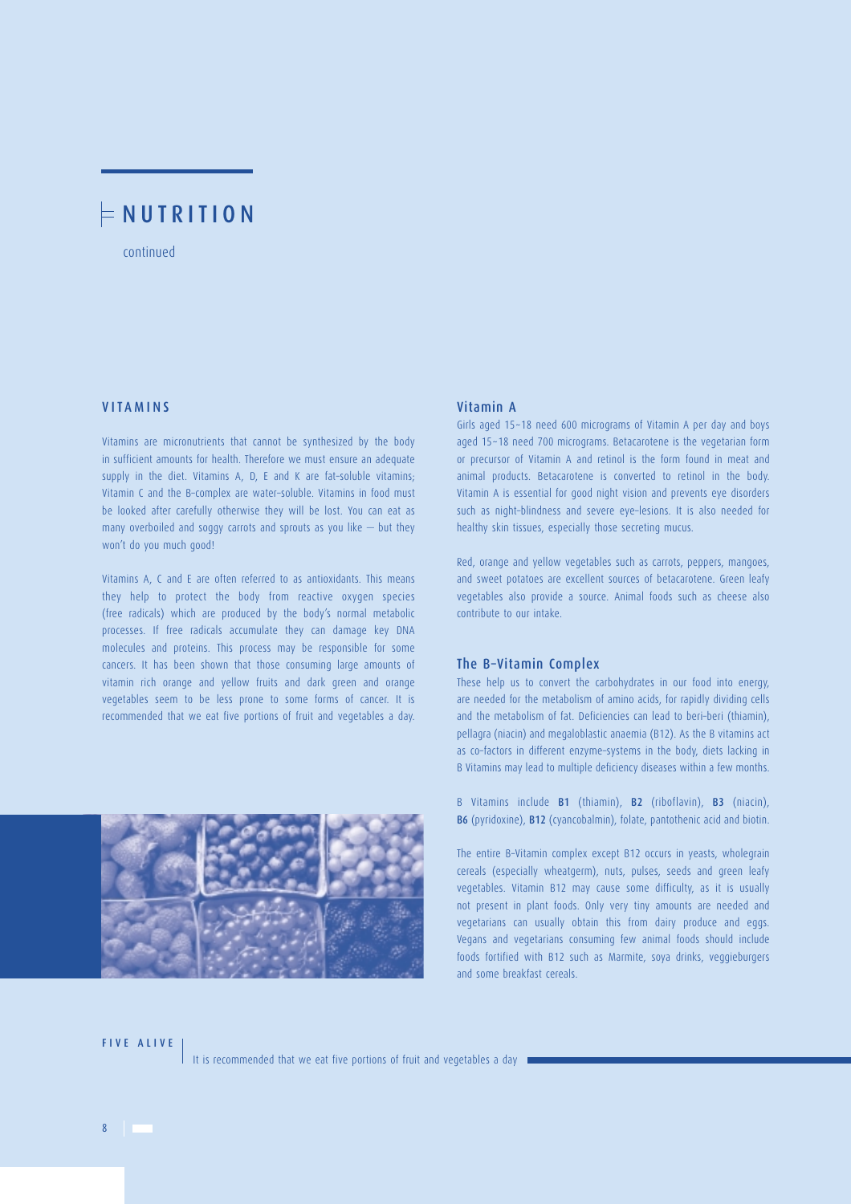# NUTRITION

continued

## VITAMINS

Vitamins are micronutrients that cannot be synthesized by the body in sufficient amounts for health. Therefore we must ensure an adequate supply in the diet. Vitamins A, D, E and K are fat-soluble vitamins; Vitamin C and the B-complex are water-soluble. Vitamins in food must be looked after carefully otherwise they will be lost. You can eat as many overboiled and soggy carrots and sprouts as you like — but they won't do you much good!

Vitamins A, C and E are often referred to as antioxidants. This means they help to protect the body from reactive oxygen species (free radicals) which are produced by the body's normal metabolic processes. If free radicals accumulate they can damage key DNA molecules and proteins. This process may be responsible for some cancers. It has been shown that those consuming large amounts of vitamin rich orange and yellow fruits and dark green and orange vegetables seem to be less prone to some forms of cancer. It is recommended that we eat five portions of fruit and vegetables a day.

### Vitamin A

Girls aged 15–18 need 600 micrograms of Vitamin A per day and boys aged 15–18 need 700 micrograms. Betacarotene is the vegetarian form or precursor of Vitamin A and retinol is the form found in meat and animal products. Betacarotene is converted to retinol in the body. Vitamin A is essential for good night vision and prevents eye disorders such as night-blindness and severe eye-lesions. It is also needed for healthy skin tissues, especially those secreting mucus.

Red, orange and yellow vegetables such as carrots, peppers, mangoes, and sweet potatoes are excellent sources of betacarotene. Green leafy vegetables also provide a source. Animal foods such as cheese also contribute to our intake.

### The B-Vitamin Complex

These help us to convert the carbohydrates in our food into energy, are needed for the metabolism of amino acids, for rapidly dividing cells and the metabolism of fat. Deficiencies can lead to beri-beri (thiamin), pellagra (niacin) and megaloblastic anaemia (B12). As the B vitamins act as co-factors in different enzyme-systems in the body, diets lacking in B Vitamins may lead to multiple deficiency diseases within a few months.

B Vitamins include **B1** (thiamin), **B2** (riboflavin), **B3** (niacin), **B6** (pyridoxine), **B12** (cyancobalmin), folate, pantothenic acid and biotin.

The entire B-Vitamin complex except B12 occurs in yeasts, wholegrain cereals (especially wheatgerm), nuts, pulses, seeds and green leafy vegetables. Vitamin B12 may cause some difficulty, as it is usually not present in plant foods. Only very tiny amounts are needed and vegetarians can usually obtain this from dairy produce and eggs. Vegans and vegetarians consuming few animal foods should include foods fortified with B12 such as Marmite, soya drinks, veggieburgers and some breakfast cereals.

**FIVE ALIVE** | It is recommended that we eat five portions of fruit and vegetables a day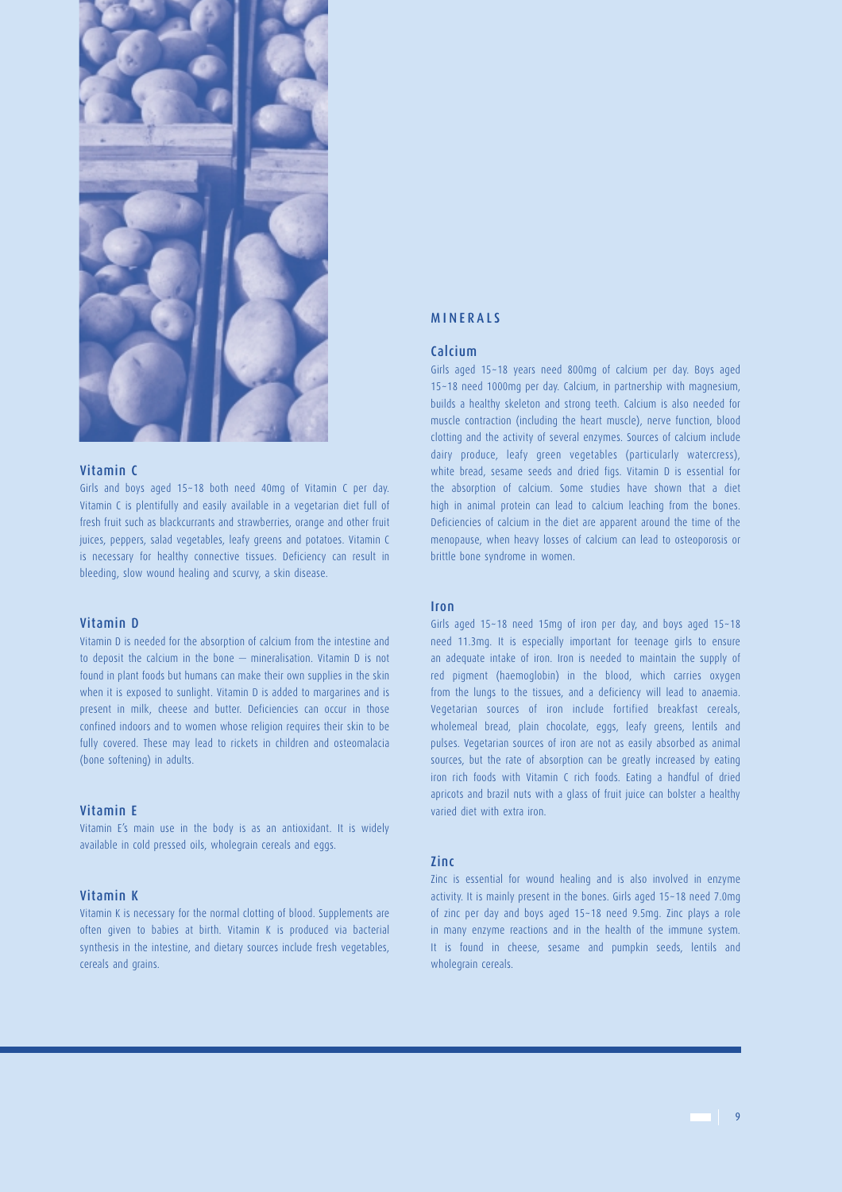### Vitamin C

Girls and boys aged 15–18 both need 40mg of Vitamin C per day. Vitamin C is plentifully and easily available in a vegetarian diet full of fresh fruit such as blackcurrants and strawberries, orange and other fruit juices, peppers, salad vegetables, leafy greens and potatoes. Vitamin C is necessary for healthy connective tissues. Deficiency can result in bleeding, slow wound healing and scurvy, a skin disease.

### Vitamin D

Vitamin D is needed for the absorption of calcium from the intestine and to deposit the calcium in the bone — mineralisation. Vitamin D is not found in plant foods but humans can make their own supplies in the skin when it is exposed to sunlight. Vitamin D is added to margarines and is present in milk, cheese and butter. Deficiencies can occur in those confined indoors and to women whose religion requires their skin to be fully covered. These may lead to rickets in children and osteomalacia (bone softening) in adults.

### Vitamin E

Vitamin E's main use in the body is as an antioxidant. It is widely available in cold pressed oils, wholegrain cereals and eggs.

### Vitamin K

Vitamin K is necessary for the normal clotting of blood. Supplements are often given to babies at birth. Vitamin K is produced via bacterial synthesis in the intestine, and dietary sources include fresh vegetables, cereals and grains.

## MINERALS

### Calcium

Girls aged 15–18 years need 800mg of calcium per day. Boys aged 15–18 need 1000mg per day. Calcium, in partnership with magnesium, builds a healthy skeleton and strong teeth. Calcium is also needed for muscle contraction (including the heart muscle), nerve function, blood clotting and the activity of several enzymes. Sources of calcium include dairy produce, leafy green vegetables (particularly watercress), white bread, sesame seeds and dried figs. Vitamin D is essential for the absorption of calcium. Some studies have shown that a diet high in animal protein can lead to calcium leaching from the bones. Deficiencies of calcium in the diet are apparent around the time of the menopause, when heavy losses of calcium can lead to osteoporosis or brittle bone syndrome in women.

### Iron

Girls aged 15–18 need 15mg of iron per day, and boys aged 15–18 need 11.3mg. It is especially important for teenage girls to ensure an adequate intake of iron. Iron is needed to maintain the supply of red pigment (haemoglobin) in the blood, which carries oxygen from the lungs to the tissues, and a deficiency will lead to anaemia. Vegetarian sources of iron include fortified breakfast cereals, wholemeal bread, plain chocolate, eggs, leafy greens, lentils and pulses. Vegetarian sources of iron are not as easily absorbed as animal sources, but the rate of absorption can be greatly increased by eating iron rich foods with Vitamin C rich foods. Eating a handful of dried apricots and brazil nuts with a glass of fruit juice can bolster a healthy varied diet with extra iron.

### Zinc

Zinc is essential for wound healing and is also involved in enzyme activity. It is mainly present in the bones. Girls aged 15–18 need 7.0mg of zinc per day and boys aged 15–18 need 9.5mg. Zinc plays a role in many enzyme reactions and in the health of the immune system. It is found in cheese, sesame and pumpkin seeds, lentils and wholegrain cereals.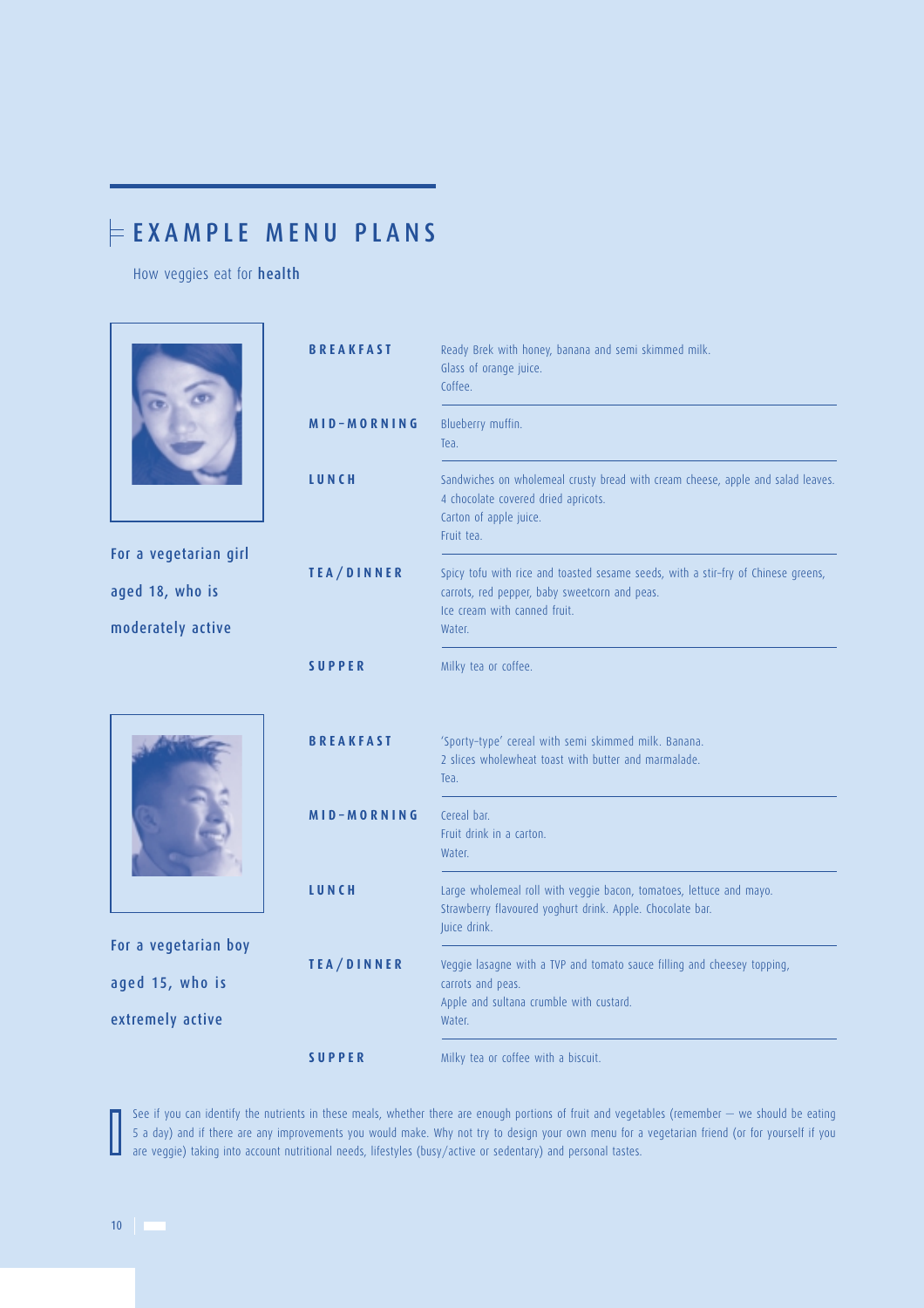# EXAMPLE MENU PLANS

How veggies eat for **health**

**For a vegetarian girl aged 18, who is moderately active**

| | |
|---|---|
| **BREAKFAST** | Ready Brek with honey, banana and semi skimmed milk.<br>Glass of orange juice.<br>Coffee. |
| **MID-MORNING** | Blueberry muffin.<br>Tea. |
| **LUNCH** | Sandwiches on wholemeal crusty bread with cream cheese, apple and salad leaves.<br>4 chocolate covered dried apricots.<br>Carton of apple juice.<br>Fruit tea. |
| **TEA/DINNER** | Spicy tofu with rice and toasted sesame seeds, with a stir-fry of Chinese greens, carrots, red pepper, baby sweetcorn and peas.<br>Ice cream with canned fruit.<br>Water. |
| **SUPPER** | Milky tea or coffee. |

**For a vegetarian boy aged 15, who is extremely active**

| | |
|---|---|
| **BREAKFAST** | 'Sporty-type' cereal with semi skimmed milk. Banana.<br>2 slices wholewheat toast with butter and marmalade.<br>Tea. |
| **MID-MORNING** | Cereal bar.<br>Fruit drink in a carton.<br>Water. |
| **LUNCH** | Large wholemeal roll with veggie bacon, tomatoes, lettuce and mayo.<br>Strawberry flavoured yoghurt drink. Apple. Chocolate bar.<br>Juice drink. |
| **TEA/DINNER** | Veggie lasagne with a TVP and tomato sauce filling and cheesey topping, carrots and peas.<br>Apple and sultana crumble with custard.<br>Water. |
| **SUPPER** | Milky tea or coffee with a biscuit. |

See if you can identify the nutrients in these meals, whether there are enough portions of fruit and vegetables (remember – we should be eating 5 a day) and if there are any improvements you would make. Why not try to design your own menu for a vegetarian friend (or for yourself if you are veggie) taking into account nutritional needs, lifestyles (busy/active or sedentary) and personal tastes.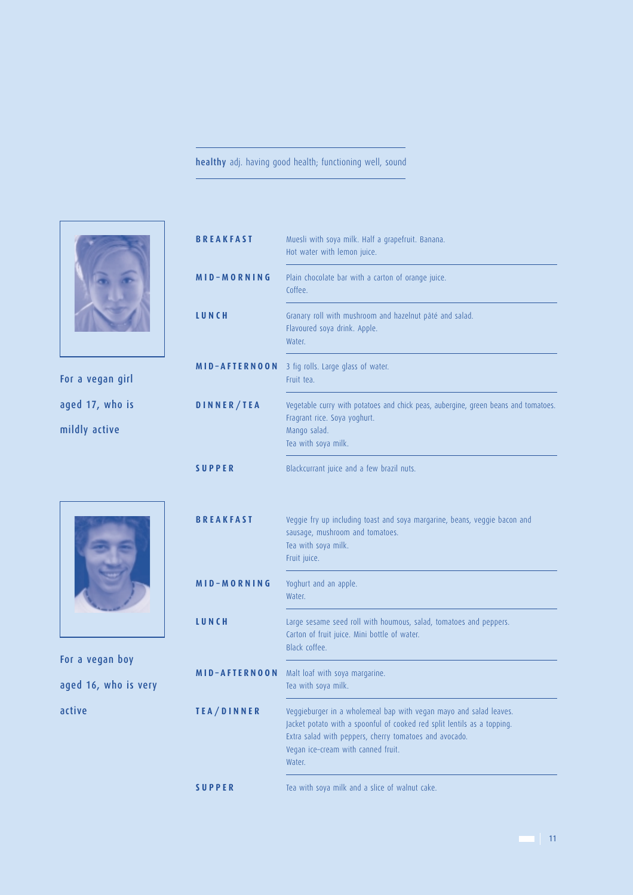**healthy** adj. having good health; functioning well, sound

### For a vegan girl aged 17, who is mildly active

| | |
|---|---|
| **BREAKFAST** | Muesli with soya milk. Half a grapefruit. Banana.<br>Hot water with lemon juice. |
| **MID-MORNING** | Plain chocolate bar with a carton of orange juice.<br>Coffee. |
| **LUNCH** | Granary roll with mushroom and hazelnut pâté and salad.<br>Flavoured soya drink. Apple.<br>Water. |
| **MID-AFTERNOON** | 3 fig rolls. Large glass of water.<br>Fruit tea. |
| **DINNER/TEA** | Vegetable curry with potatoes and chick peas, aubergine, green beans and tomatoes.<br>Fragrant rice. Soya yoghurt.<br>Mango salad.<br>Tea with soya milk. |
| **SUPPER** | Blackcurrant juice and a few brazil nuts. |

### For a vegan boy aged 16, who is very active

| | |
|---|---|
| **BREAKFAST** | Veggie fry up including toast and soya margarine, beans, veggie bacon and sausage, mushroom and tomatoes.<br>Tea with soya milk.<br>Fruit juice. |
| **MID-MORNING** | Yoghurt and an apple.<br>Water. |
| **LUNCH** | Large sesame seed roll with houmous, salad, tomatoes and peppers.<br>Carton of fruit juice. Mini bottle of water.<br>Black coffee. |
| **MID-AFTERNOON** | Malt loaf with soya margarine.<br>Tea with soya milk. |
| **TEA/DINNER** | Veggieburger in a wholemeal bap with vegan mayo and salad leaves.<br>Jacket potato with a spoonful of cooked red split lentils as a topping.<br>Extra salad with peppers, cherry tomatoes and avocado.<br>Vegan ice-cream with canned fruit.<br>Water. |
| **SUPPER** | Tea with soya milk and a slice of walnut cake. |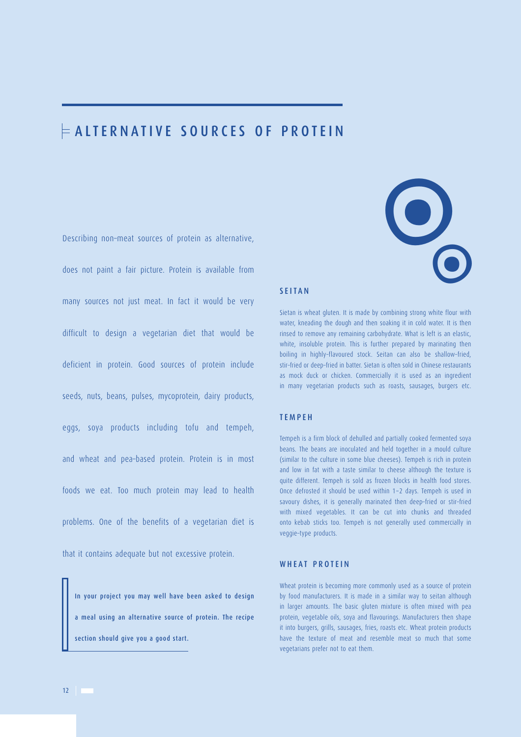# ALTERNATIVE SOURCES OF PROTEIN

Describing non-meat sources of protein as alternative, does not paint a fair picture. Protein is available from many sources not just meat. In fact it would be very difficult to design a vegetarian diet that would be deficient in protein. Good sources of protein include seeds, nuts, beans, pulses, mycoprotein, dairy products, eggs, soya products including tofu and tempeh, and wheat and pea-based protein. Protein is in most foods we eat. Too much protein may lead to health problems. One of the benefits of a vegetarian diet is that it contains adequate but not excessive protein.

**In your project you may well have been asked to design a meal using an alternative source of protein. The recipe section should give you a good start.**

## SEITAN

Sietan is wheat gluten. It is made by combining strong white flour with water, kneading the dough and then soaking it in cold water. It is then rinsed to remove any remaining carbohydrate. What is left is an elastic, white, insoluble protein. This is further prepared by marinating then boiling in highly-flavoured stock. Seitan can also be shallow-fried, stir-fried or deep-fried in batter. Sietan is often sold in Chinese restaurants as mock duck or chicken. Commercially it is used as an ingredient in many vegetarian products such as roasts, sausages, burgers etc.

## TEMPEH

Tempeh is a firm block of dehulled and partially cooked fermented soya beans. The beans are inoculated and held together in a mould culture (similar to the culture in some blue cheeses). Tempeh is rich in protein and low in fat with a taste similar to cheese although the texture is quite different. Tempeh is sold as frozen blocks in health food stores. Once defrosted it should be used within 1-2 days. Tempeh is used in savoury dishes, it is generally marinated then deep-fried or stir-fried with mixed vegetables. It can be cut into chunks and threaded onto kebab sticks too. Tempeh is not generally used commercially in veggie-type products.

## WHEAT PROTEIN

Wheat protein is becoming more commonly used as a source of protein by food manufacturers. It is made in a similar way to seitan although in larger amounts. The basic gluten mixture is often mixed with pea protein, vegetable oils, soya and flavourings. Manufacturers then shape it into burgers, grills, sausages, fries, roasts etc. Wheat protein products have the texture of meat and resemble meat so much that some vegetarians prefer not to eat them.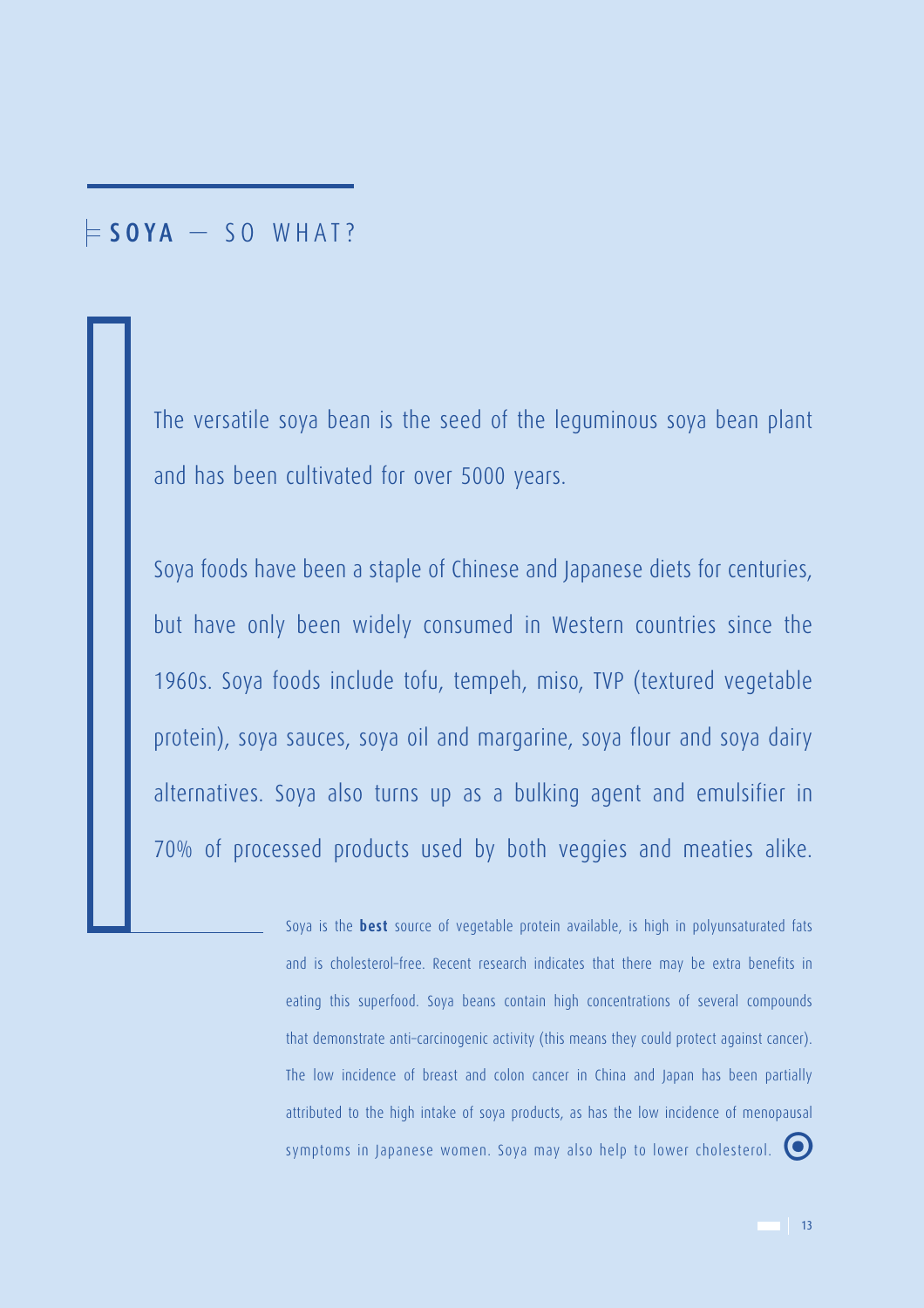## **SOYA** — SO WHAT?

The versatile soya bean is the seed of the leguminous soya bean plant and has been cultivated for over 5000 years.

Soya foods have been a staple of Chinese and Japanese diets for centuries, but have only been widely consumed in Western countries since the 1960s. Soya foods include tofu, tempeh, miso, TVP (textured vegetable protein), soya sauces, soya oil and margarine, soya flour and soya dairy alternatives. Soya also turns up as a bulking agent and emulsifier in 70% of processed products used by both veggies and meaties alike.

Soya is the **best** source of vegetable protein available, is high in polyunsaturated fats and is cholesterol-free. Recent research indicates that there may be extra benefits in eating this superfood. Soya beans contain high concentrations of several compounds that demonstrate anti-carcinogenic activity (this means they could protect against cancer). The low incidence of breast and colon cancer in China and Japan has been partially attributed to the high intake of soya products, as has the low incidence of menopausal symptoms in Japanese women. Soya may also help to lower cholesterol.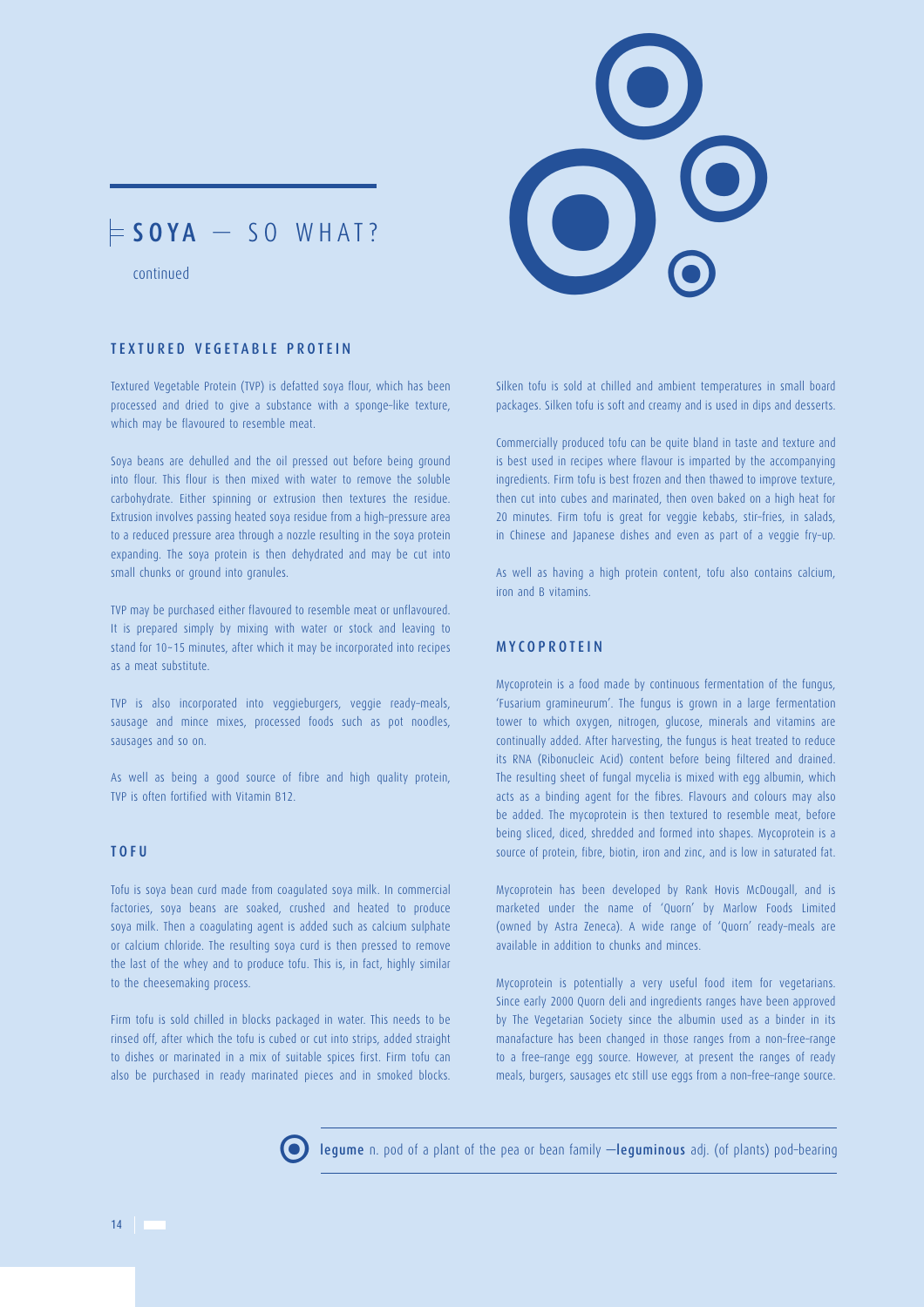# SOYA — SO WHAT?

continued

## TEXTURED VEGETABLE PROTEIN

Textured Vegetable Protein (TVP) is defatted soya flour, which has been processed and dried to give a substance with a sponge-like texture, which may be flavoured to resemble meat.

Soya beans are dehulled and the oil pressed out before being ground into flour. This flour is then mixed with water to remove the soluble carbohydrate. Either spinning or extrusion then textures the residue. Extrusion involves passing heated soya residue from a high-pressure area to a reduced pressure area through a nozzle resulting in the soya protein expanding. The soya protein is then dehydrated and may be cut into small chunks or ground into granules.

TVP may be purchased either flavoured to resemble meat or unflavoured. It is prepared simply by mixing with water or stock and leaving to stand for 10–15 minutes, after which it may be incorporated into recipes as a meat substitute.

TVP is also incorporated into veggieburgers, veggie ready-meals, sausage and mince mixes, processed foods such as pot noodles, sausages and so on.

As well as being a good source of fibre and high quality protein, TVP is often fortified with Vitamin B12.

## TOFU

Tofu is soya bean curd made from coagulated soya milk. In commercial factories, soya beans are soaked, crushed and heated to produce soya milk. Then a coagulating agent is added such as calcium sulphate or calcium chloride. The resulting soya curd is then pressed to remove the last of the whey and to produce tofu. This is, in fact, highly similar to the cheesemaking process.

Firm tofu is sold chilled in blocks packaged in water. This needs to be rinsed off, after which the tofu is cubed or cut into strips, added straight to dishes or marinated in a mix of suitable spices first. Firm tofu can also be purchased in ready marinated pieces and in smoked blocks.

Silken tofu is sold at chilled and ambient temperatures in small board packages. Silken tofu is soft and creamy and is used in dips and desserts.

Commercially produced tofu can be quite bland in taste and texture and is best used in recipes where flavour is imparted by the accompanying ingredients. Firm tofu is best frozen and then thawed to improve texture, then cut into cubes and marinated, then oven baked on a high heat for 20 minutes. Firm tofu is great for veggie kebabs, stir-fries, in salads, in Chinese and Japanese dishes and even as part of a veggie fry-up.

As well as having a high protein content, tofu also contains calcium, iron and B vitamins.

## MYCOPROTEIN

Mycoprotein is a food made by continuous fermentation of the fungus, 'Fusarium gramineurum'. The fungus is grown in a large fermentation tower to which oxygen, nitrogen, glucose, minerals and vitamins are continually added. After harvesting, the fungus is heat treated to reduce its RNA (Ribonucleic Acid) content before being filtered and drained. The resulting sheet of fungal mycelia is mixed with egg albumin, which acts as a binding agent for the fibres. Flavours and colours may also be added. The mycoprotein is then textured to resemble meat, before being sliced, diced, shredded and formed into shapes. Mycoprotein is a source of protein, fibre, biotin, iron and zinc, and is low in saturated fat.

Mycoprotein has been developed by Rank Hovis McDougall, and is marketed under the name of 'Quorn' by Marlow Foods Limited (owned by Astra Zeneca). A wide range of 'Quorn' ready-meals are available in addition to chunks and minces.

Mycoprotein is potentially a very useful food item for vegetarians. Since early 2000 Quorn deli and ingredients ranges have been approved by The Vegetarian Society since the albumin used as a binder in its manafacture has been changed in those ranges from a non-free-range to a free-range egg source. However, at present the ranges of ready meals, burgers, sausages etc still use eggs from a non-free-range source.

**legume** n. pod of a plant of the pea or bean family —**leguminous** adj. (of plants) pod-bearing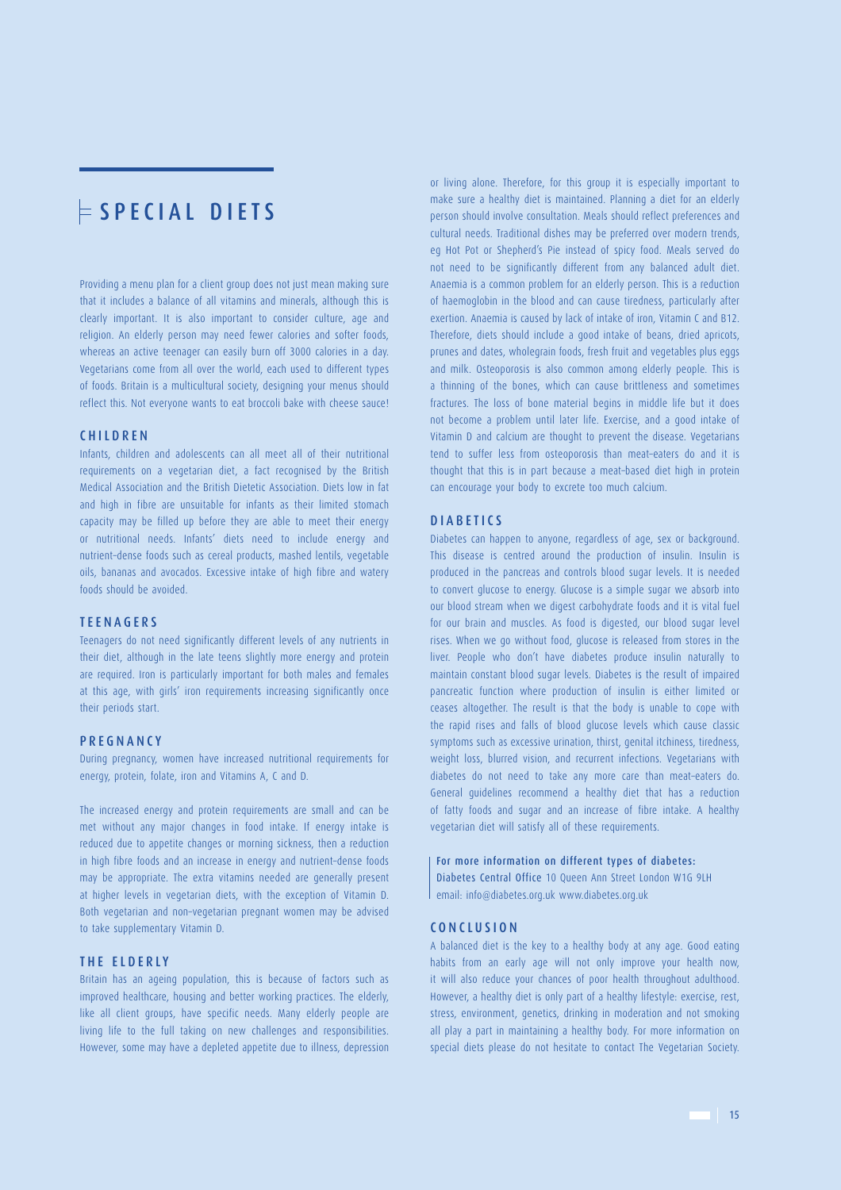# SPECIAL DIETS

Providing a menu plan for a client group does not just mean making sure that it includes a balance of all vitamins and minerals, although this is clearly important. It is also important to consider culture, age and religion. An elderly person may need fewer calories and softer foods, whereas an active teenager can easily burn off 3000 calories in a day. Vegetarians come from all over the world, each used to different types of foods. Britain is a multicultural society, designing your menus should reflect this. Not everyone wants to eat broccoli bake with cheese sauce!

## CHILDREN

Infants, children and adolescents can all meet all of their nutritional requirements on a vegetarian diet, a fact recognised by the British Medical Association and the British Dietetic Association. Diets low in fat and high in fibre are unsuitable for infants as their limited stomach capacity may be filled up before they are able to meet their energy or nutritional needs. Infants' diets need to include energy and nutrient-dense foods such as cereal products, mashed lentils, vegetable oils, bananas and avocados. Excessive intake of high fibre and watery foods should be avoided.

## TEENAGERS

Teenagers do not need significantly different levels of any nutrients in their diet, although in the late teens slightly more energy and protein are required. Iron is particularly important for both males and females at this age, with girls' iron requirements increasing significantly once their periods start.

## PREGNANCY

During pregnancy, women have increased nutritional requirements for energy, protein, folate, iron and Vitamins A, C and D.

The increased energy and protein requirements are small and can be met without any major changes in food intake. If energy intake is reduced due to appetite changes or morning sickness, then a reduction in high fibre foods and an increase in energy and nutrient-dense foods may be appropriate. The extra vitamins needed are generally present at higher levels in vegetarian diets, with the exception of Vitamin D. Both vegetarian and non-vegetarian pregnant women may be advised to take supplementary Vitamin D.

## THE ELDERLY

Britain has an ageing population, this is because of factors such as improved healthcare, housing and better working practices. The elderly, like all client groups, have specific needs. Many elderly people are living life to the full taking on new challenges and responsibilities. However, some may have a depleted appetite due to illness, depression or living alone. Therefore, for this group it is especially important to make sure a healthy diet is maintained. Planning a diet for an elderly person should involve consultation. Meals should reflect preferences and cultural needs. Traditional dishes may be preferred over modern trends, eg Hot Pot or Shepherd's Pie instead of spicy food. Meals served do not need to be significantly different from any balanced adult diet. Anaemia is a common problem for an elderly person. This is a reduction of haemoglobin in the blood and can cause tiredness, particularly after exertion. Anaemia is caused by lack of intake of iron, Vitamin C and B12. Therefore, diets should include a good intake of beans, dried apricots, prunes and dates, wholegrain foods, fresh fruit and vegetables plus eggs and milk. Osteoporosis is also common among elderly people. This is a thinning of the bones, which can cause brittleness and sometimes fractures. The loss of bone material begins in middle life but it does not become a problem until later life. Exercise, and a good intake of Vitamin D and calcium are thought to prevent the disease. Vegetarians tend to suffer less from osteoporosis than meat-eaters do and it is thought that this is in part because a meat-based diet high in protein can encourage your body to excrete too much calcium.

## DIABETICS

Diabetes can happen to anyone, regardless of age, sex or background. This disease is centred around the production of insulin. Insulin is produced in the pancreas and controls blood sugar levels. It is needed to convert glucose to energy. Glucose is a simple sugar we absorb into our blood stream when we digest carbohydrate foods and it is vital fuel for our brain and muscles. As food is digested, our blood sugar level rises. When we go without food, glucose is released from stores in the liver. People who don't have diabetes produce insulin naturally to maintain constant blood sugar levels. Diabetes is the result of impaired pancreatic function where production of insulin is either limited or ceases altogether. The result is that the body is unable to cope with the rapid rises and falls of blood glucose levels which cause classic symptoms such as excessive urination, thirst, genital itchiness, tiredness, weight loss, blurred vision, and recurrent infections. Vegetarians with diabetes do not need to take any more care than meat-eaters do. General guidelines recommend a healthy diet that has a reduction of fatty foods and sugar and an increase of fibre intake. A healthy vegetarian diet will satisfy all of these requirements.

For more information on different types of diabetes:
Diabetes Central Office 10 Queen Ann Street London W1G 9LH
email: info@diabetes.org.uk www.diabetes.org.uk

## CONCLUSION

A balanced diet is the key to a healthy body at any age. Good eating habits from an early age will not only improve your health now, it will also reduce your chances of poor health throughout adulthood. However, a healthy diet is only part of a healthy lifestyle: exercise, rest, stress, environment, genetics, drinking in moderation and not smoking all play a part in maintaining a healthy body. For more information on special diets please do not hesitate to contact The Vegetarian Society.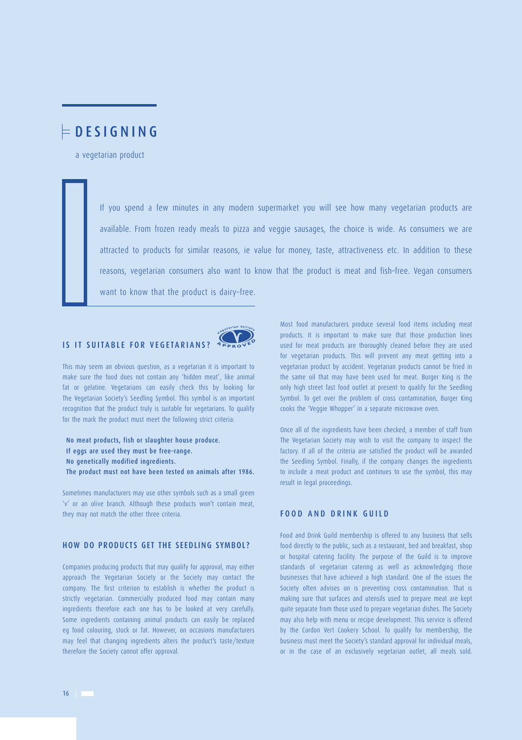# DESIGNING

a vegetarian product

If you spend a few minutes in any modern supermarket you will see how many vegetarian products are available. From frozen ready meals to pizza and veggie sausages, the choice is wide. As consumers we are attracted to products for similar reasons, ie value for money, taste, attractiveness etc. In addition to these reasons, vegetarian consumers also want to know that the product is meat and fish-free. Vegan consumers want to know that the product is dairy-free.

## IS IT SUITABLE FOR VEGETARIANS?

This may seem an obvious question, as a vegetarian it is important to make sure the food does not contain any 'hidden meat', like animal fat or gelatine. Vegetarians can easily check this by looking for The Vegetarian Society's Seedling Symbol. This symbol is an important recognition that the product truly is suitable for vegetarians. To qualify for the mark the product must meet the following strict criteria:

**No meat products, fish or slaughter house produce.**
**If eggs are used they must be free-range.**
**No genetically modified ingredients.**
**The product must not have been tested on animals after 1986.**

Sometimes manufacturers may use other symbols such as a small green 'v' or an olive branch. Although these products won't contain meat, they may not match the other three criteria.

## HOW DO PRODUCTS GET THE SEEDLING SYMBOL?

Companies producing products that may qualify for approval, may either approach The Vegetarian Society or the Society may contact the company. The first criterion to establish is whether the product is strictly vegetarian. Commercially produced food may contain many ingredients therefore each one has to be looked at very carefully. Some ingredients containing animal products can easily be replaced eg food colouring, stock or fat. However, on occasions manufacturers may feel that changing ingredients alters the product's taste/texture therefore the Society cannot offer approval.

Most food manufacturers produce several food items including meat products. It is important to make sure that those production lines used for meat products are thoroughly cleaned before they are used for vegetarian products. This will prevent any meat getting into a vegetarian product by accident. Vegetarian products cannot be fried in the same oil that may have been used for meat. Burger King is the only high street fast food outlet at present to qualify for the Seedling Symbol. To get over the problem of cross contamination, Burger King cooks the 'Veggie Whopper' in a separate microwave oven.

Once all of the ingredients have been checked, a member of staff from The Vegetarian Society may wish to visit the company to inspect the factory. If all of the criteria are satisfied the product will be awarded the Seedling Symbol. Finally, if the company changes the ingredients to include a meat product and continues to use the symbol, this may result in legal proceedings.

## FOOD AND DRINK GUILD

Food and Drink Guild membership is offered to any business that sells food directly to the public, such as a restaurant, bed and breakfast, shop or hospital catering facility. The purpose of the Guild is to improve standards of vegetarian catering as well as acknowledging those businesses that have achieved a high standard. One of the issues the Society often advises on is preventing cross contamination. That is making sure that surfaces and utensils used to prepare meat are kept quite separate from those used to prepare vegetarian dishes. The Society may also help with menu or recipe development. This service is offered by the Cordon Vert Cookery School. To qualify for membership, the business must meet the Society's standard approval for individual meals, or in the case of an exclusively vegetarian outlet, all meals sold.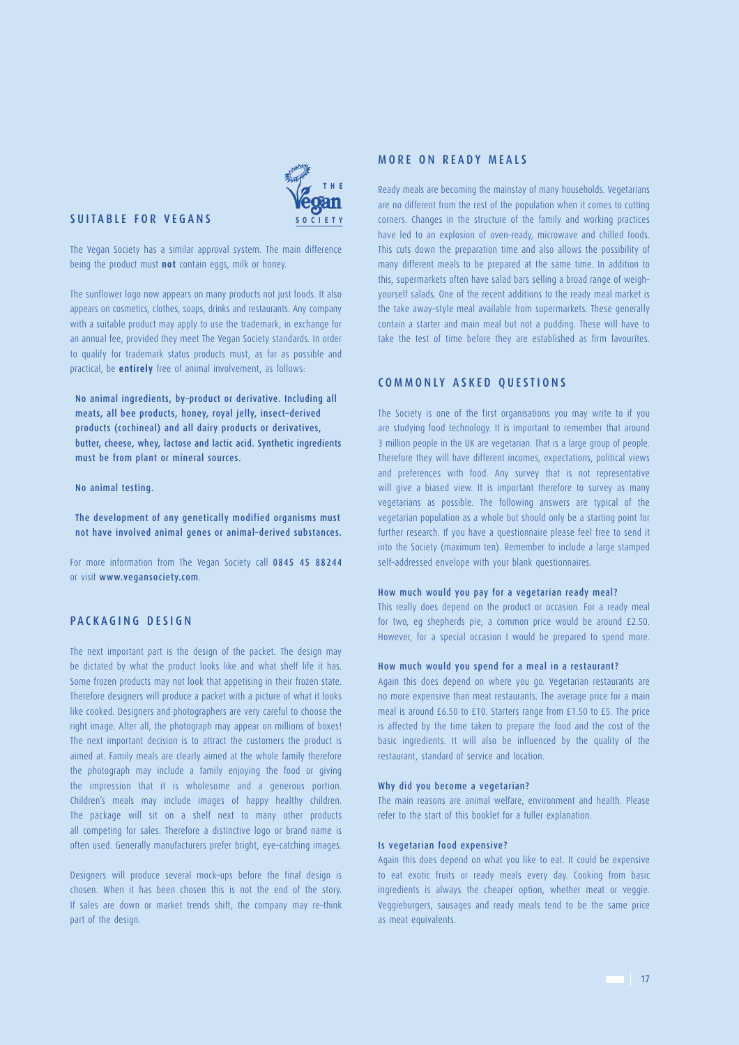## SUITABLE FOR VEGANS

The Vegan Society has a similar approval system. The main difference being the product must **not** contain eggs, milk or honey.

The sunflower logo now appears on many products not just foods. It also appears on cosmetics, clothes, soaps, drinks and restaurants. Any company with a suitable product may apply to use the trademark, in exchange for an annual fee, provided they meet The Vegan Society standards. In order to qualify for trademark status products must, as far as possible and practical, be **entirely** free of animal involvement, as follows:

No animal ingredients, by-product or derivative. Including all meats, all bee products, honey, royal jelly, insect-derived products (cochineal) and all dairy products or derivatives, butter, cheese, whey, lactose and lactic acid. Synthetic ingredients must be from plant or mineral sources.

No animal testing.

The development of any genetically modified organisms must not have involved animal genes or animal-derived substances.

For more information from The Vegan Society call 0845 45 88244 or visit www.vegansociety.com.

## PACKAGING DESIGN

The next important part is the design of the packet. The design may be dictated by what the product looks like and what shelf life it has. Some frozen products may not look that appetising in their frozen state. Therefore designers will produce a packet with a picture of what it looks like cooked. Designers and photographers are very careful to choose the right image. After all, the photograph may appear on millions of boxes! The next important decision is to attract the customers the product is aimed at. Family meals are clearly aimed at the whole family therefore the photograph may include a family enjoying the food or giving the impression that it is wholesome and a generous portion. Children's meals may include images of happy healthy children. The package will sit on a shelf next to many other products all competing for sales. Therefore a distinctive logo or brand name is often used. Generally manufacturers prefer bright, eye-catching images.

Designers will produce several mock-ups before the final design is chosen. When it has been chosen this is not the end of the story. If sales are down or market trends shift, the company may re-think part of the design.

## MORE ON READY MEALS

Ready meals are becoming the mainstay of many households. Vegetarians are no different from the rest of the population when it comes to cutting corners. Changes in the structure of the family and working practices have led to an explosion of oven-ready, microwave and chilled foods. This cuts down the preparation time and also allows the possibility of many different meals to be prepared at the same time. In addition to this, supermarkets often have salad bars selling a broad range of weigh-yourself salads. One of the recent additions to the ready meal market is the take away-style meal available from supermarkets. These generally contain a starter and main meal but not a pudding. These will have to take the test of time before they are established as firm favourites.

## COMMONLY ASKED QUESTIONS

The Society is one of the first organisations you may write to if you are studying food technology. It is important to remember that around 3 million people in the UK are vegetarian. That is a large group of people. Therefore they will have different incomes, expectations, political views and preferences with food. Any survey that is not representative will give a biased view. It is important therefore to survey as many vegetarians as possible. The following answers are typical of the vegetarian population as a whole but should only be a starting point for further research. If you have a questionnaire please feel free to send it into the Society (maximum ten). Remember to include a large stamped self-addressed envelope with your blank questionnaires.

### How much would you pay for a vegetarian ready meal?

This really does depend on the product or occasion. For a ready meal for two, eg shepherds pie, a common price would be around £2.50. However, for a special occasion I would be prepared to spend more.

### How much would you spend for a meal in a restaurant?

Again this does depend on where you go. Vegetarian restaurants are no more expensive than meat restaurants. The average price for a main meal is around £6.50 to £10. Starters range from £1.50 to £5. The price is affected by the time taken to prepare the food and the cost of the basic ingredients. It will also be influenced by the quality of the restaurant, standard of service and location.

### Why did you become a vegetarian?

The main reasons are animal welfare, environment and health. Please refer to the start of this booklet for a fuller explanation.

### Is vegetarian food expensive?

Again this does depend on what you like to eat. It could be expensive to eat exotic fruits or ready meals every day. Cooking from basic ingredients is always the cheaper option, whether meat or veggie. Veggieburgers, sausages and ready meals tend to be the same price as meat equivalents.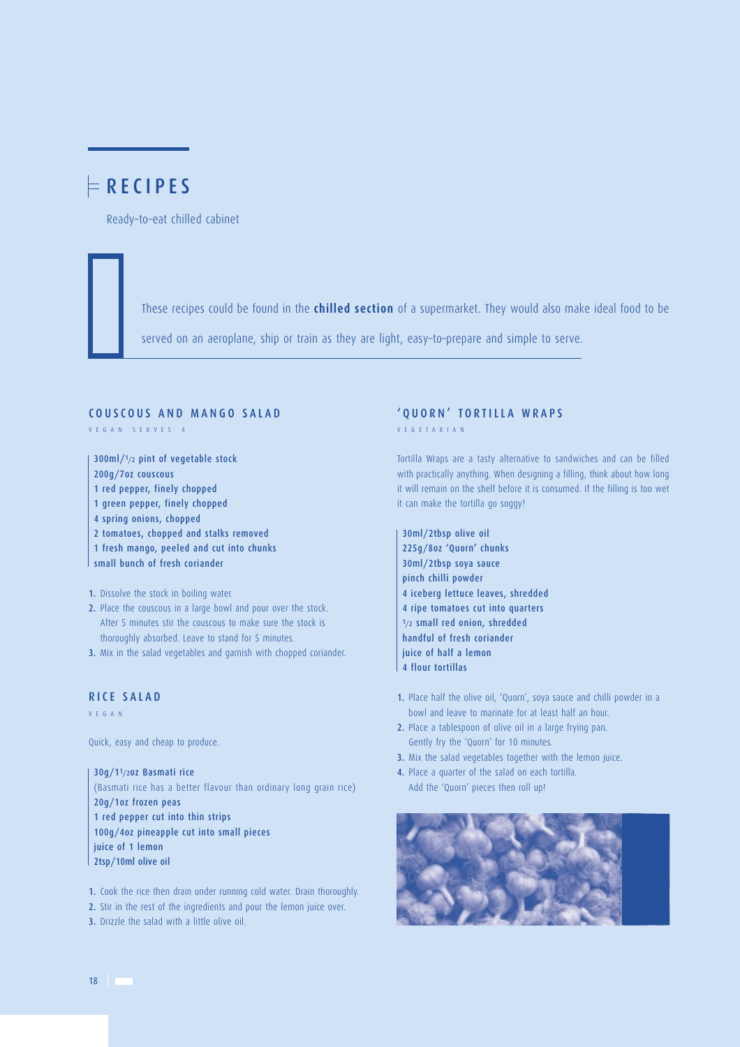# RECIPES

Ready-to-eat chilled cabinet

These recipes could be found in the **chilled section** of a supermarket. They would also make ideal food to be served on an aeroplane, ship or train as they are light, easy-to-prepare and simple to serve.

## COUSCOUS AND MANGO SALAD

VEGAN SERVES 4

- 300ml/½ pint of vegetable stock
- 200g/7oz couscous
- 1 red pepper, finely chopped
- 1 green pepper, finely chopped
- 4 spring onions, chopped
- 2 tomatoes, chopped and stalks removed
- 1 fresh mango, peeled and cut into chunks
- small bunch of fresh coriander

1. Dissolve the stock in boiling water.
2. Place the couscous in a large bowl and pour over the stock. After 5 minutes stir the couscous to make sure the stock is thoroughly absorbed. Leave to stand for 5 minutes.
3. Mix in the salad vegetables and garnish with chopped coriander.

## RICE SALAD

VEGAN

Quick, easy and cheap to produce.

- 30g/1½oz Basmati rice
  (Basmati rice has a better flavour than ordinary long grain rice)
- 20g/1oz frozen peas
- 1 red pepper cut into thin strips
- 100g/4oz pineapple cut into small pieces
- juice of 1 lemon
- 2tsp/10ml olive oil

1. Cook the rice then drain under running cold water. Drain thoroughly.
2. Stir in the rest of the ingredients and pour the lemon juice over.
3. Drizzle the salad with a little olive oil.

## 'QUORN' TORTILLA WRAPS

VEGETARIAN

Tortilla Wraps are a tasty alternative to sandwiches and can be filled with practically anything. When designing a filling, think about how long it will remain on the shelf before it is consumed. If the filling is too wet it can make the tortilla go soggy!

- 30ml/2tbsp olive oil
- 225g/8oz 'Quorn' chunks
- 30ml/2tbsp soya sauce
- pinch chilli powder
- 4 iceberg lettuce leaves, shredded
- 4 ripe tomatoes cut into quarters
- ½ small red onion, shredded
- handful of fresh coriander
- juice of half a lemon
- 4 flour tortillas

1. Place half the olive oil, 'Quorn', soya sauce and chilli powder in a bowl and leave to marinate for at least half an hour.
2. Place a tablespoon of olive oil in a large frying pan. Gently fry the 'Quorn' for 10 minutes.
3. Mix the salad vegetables together with the lemon juice.
4. Place a quarter of the salad on each tortilla. Add the 'Quorn' pieces then roll up!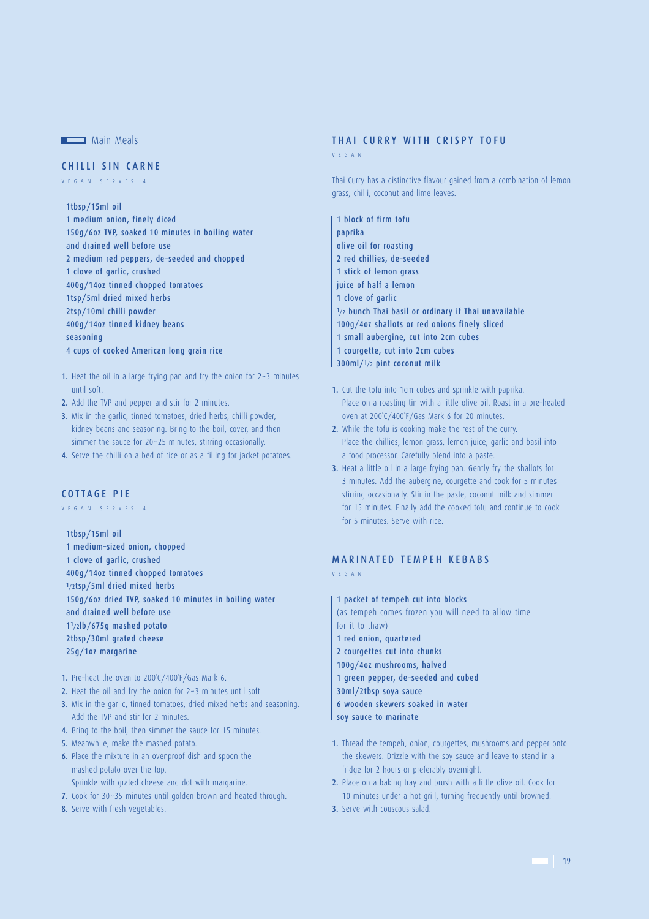## Main Meals

### CHILLI SIN CARNE

VEGAN SERVES 4

**1tbsp/15ml oil**
**1 medium onion, finely diced**
**150g/6oz TVP, soaked 10 minutes in boiling water and drained well before use**
**2 medium red peppers, de-seeded and chopped**
**1 clove of garlic, crushed**
**400g/14oz tinned chopped tomatoes**
**1tsp/5ml dried mixed herbs**
**2tsp/10ml chilli powder**
**400g/14oz tinned kidney beans**
**seasoning**
**4 cups of cooked American long grain rice**

1. Heat the oil in a large frying pan and fry the onion for 2–3 minutes until soft.
2. Add the TVP and pepper and stir for 2 minutes.
3. Mix in the garlic, tinned tomatoes, dried herbs, chilli powder, kidney beans and seasoning. Bring to the boil, cover, and then simmer the sauce for 20–25 minutes, stirring occasionally.
4. Serve the chilli on a bed of rice or as a filling for jacket potatoes.

### COTTAGE PIE

VEGAN SERVES 4

**1tbsp/15ml oil**
**1 medium-sized onion, chopped**
**1 clove of garlic, crushed**
**400g/14oz tinned chopped tomatoes**
**½tsp/5ml dried mixed herbs**
**150g/6oz dried TVP, soaked 10 minutes in boiling water and drained well before use**
**1½lb/675g mashed potato**
**2tbsp/30ml grated cheese**
**25g/1oz margarine**

1. Pre-heat the oven to 200°C/400°F/Gas Mark 6.
2. Heat the oil and fry the onion for 2–3 minutes until soft.
3. Mix in the garlic, tinned tomatoes, dried mixed herbs and seasoning. Add the TVP and stir for 2 minutes.
4. Bring to the boil, then simmer the sauce for 15 minutes.
5. Meanwhile, make the mashed potato.
6. Place the mixture in an ovenproof dish and spoon the mashed potato over the top. Sprinkle with grated cheese and dot with margarine.
7. Cook for 30–35 minutes until golden brown and heated through.
8. Serve with fresh vegetables.

### THAI CURRY WITH CRISPY TOFU

VEGAN

Thai Curry has a distinctive flavour gained from a combination of lemon grass, chilli, coconut and lime leaves.

**1 block of firm tofu**
**paprika**
**olive oil for roasting**
**2 red chillies, de-seeded**
**1 stick of lemon grass**
**juice of half a lemon**
**1 clove of garlic**
**½ bunch Thai basil or ordinary if Thai unavailable**
**100g/4oz shallots or red onions finely sliced**
**1 small aubergine, cut into 2cm cubes**
**1 courgette, cut into 2cm cubes**
**300ml/½ pint coconut milk**

1. Cut the tofu into 1cm cubes and sprinkle with paprika. Place on a roasting tin with a little olive oil. Roast in a pre-heated oven at 200°C/400°F/Gas Mark 6 for 20 minutes.
2. While the tofu is cooking make the rest of the curry. Place the chillies, lemon grass, lemon juice, garlic and basil into a food processor. Carefully blend into a paste.
3. Heat a little oil in a large frying pan. Gently fry the shallots for 3 minutes. Add the aubergine, courgette and cook for 5 minutes stirring occasionally. Stir in the paste, coconut milk and simmer for 15 minutes. Finally add the cooked tofu and continue to cook for 5 minutes. Serve with rice.

### MARINATED TEMPEH KEBABS

VEGAN

**1 packet of tempeh cut into blocks**
(as tempeh comes frozen you will need to allow time for it to thaw)
**1 red onion, quartered**
**2 courgettes cut into chunks**
**100g/4oz mushrooms, halved**
**1 green pepper, de-seeded and cubed**
**30ml/2tbsp soya sauce**
**6 wooden skewers soaked in water**
**soy sauce to marinate**

1. Thread the tempeh, onion, courgettes, mushrooms and pepper onto the skewers. Drizzle with the soy sauce and leave to stand in a fridge for 2 hours or preferably overnight.
2. Place on a baking tray and brush with a little olive oil. Cook for 10 minutes under a hot grill, turning frequently until browned.
3. Serve with couscous salad.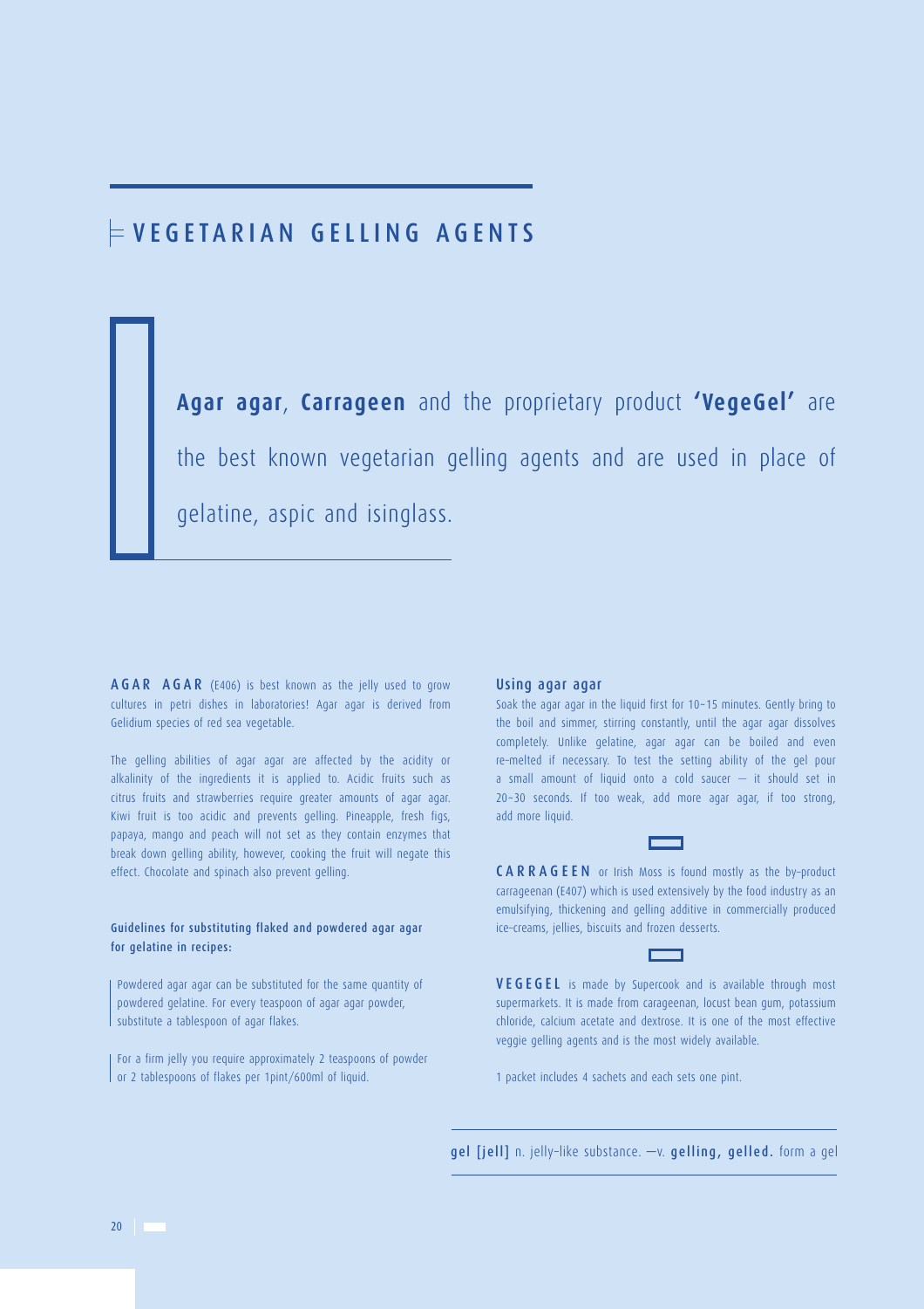# VEGETARIAN GELLING AGENTS

**Agar agar**, **Carrageen** and the proprietary product **'VegeGel'** are the best known vegetarian gelling agents and are used in place of gelatine, aspic and isinglass.

**AGAR AGAR** (E406) is best known as the jelly used to grow cultures in petri dishes in laboratories! Agar agar is derived from Gelidium species of red sea vegetable.

The gelling abilities of agar agar are affected by the acidity or alkalinity of the ingredients it is applied to. Acidic fruits such as citrus fruits and strawberries require greater amounts of agar agar. Kiwi fruit is too acidic and prevents gelling. Pineapple, fresh figs, papaya, mango and peach will not set as they contain enzymes that break down gelling ability, however, cooking the fruit will negate this effect. Chocolate and spinach also prevent gelling.

### Guidelines for substituting flaked and powdered agar agar for gelatine in recipes:

Powdered agar agar can be substituted for the same quantity of powdered gelatine. For every teaspoon of agar agar powder, substitute a tablespoon of agar flakes.

For a firm jelly you require approximately 2 teaspoons of powder or 2 tablespoons of flakes per 1pint/600ml of liquid.

### Using agar agar

Soak the agar agar in the liquid first for 10–15 minutes. Gently bring to the boil and simmer, stirring constantly, until the agar agar dissolves completely. Unlike gelatine, agar agar can be boiled and even re-melted if necessary. To test the setting ability of the gel pour a small amount of liquid onto a cold saucer – it should set in 20–30 seconds. If too weak, add more agar agar, if too strong, add more liquid.

**CARRAGEEN** or Irish Moss is found mostly as the by-product carrageenan (E407) which is used extensively by the food industry as an emulsifying, thickening and gelling additive in commercially produced ice-creams, jellies, biscuits and frozen desserts.

**VEGEGEL** is made by Supercook and is available through most supermarkets. It is made from carageenan, locust bean gum, potassium chloride, calcium acetate and dextrose. It is one of the most effective veggie gelling agents and is the most widely available.

1 packet includes 4 sachets and each sets one pint.

**gel [jell]** n. jelly-like substance. –v. **gelling, gelled.** form a gel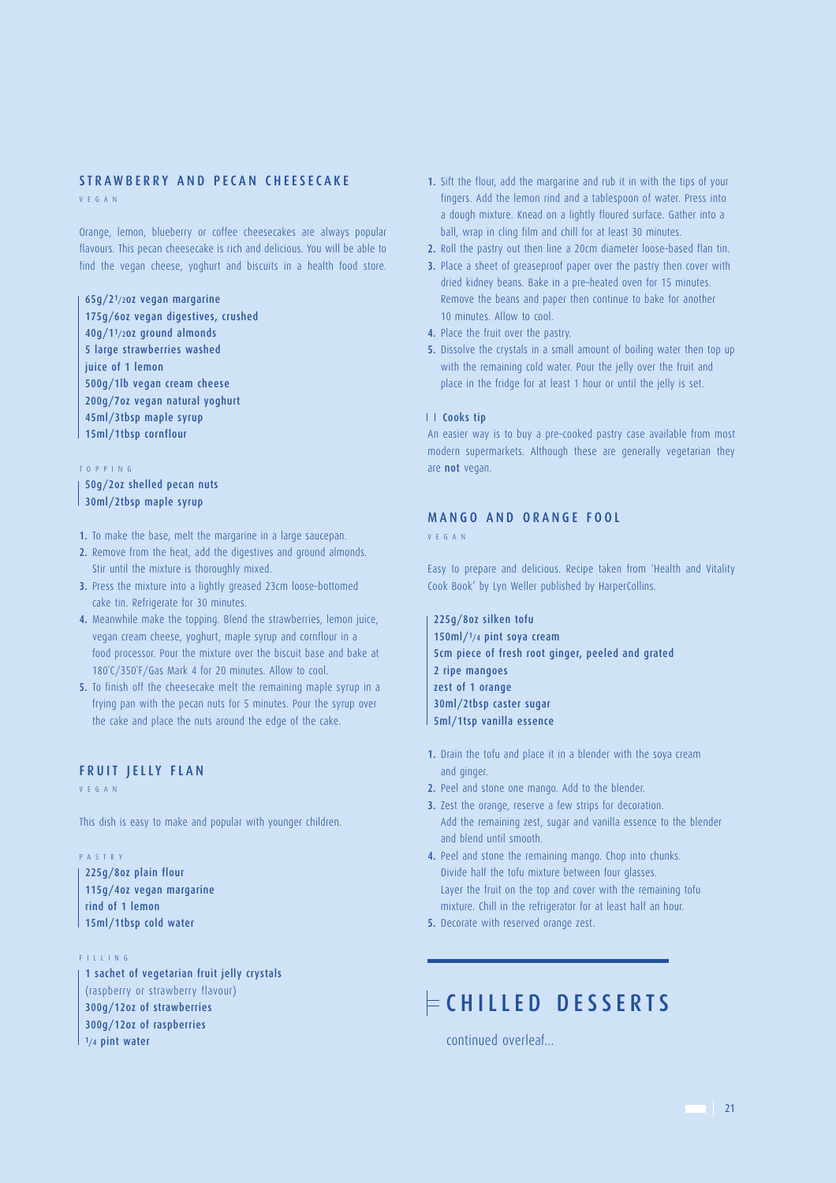## STRAWBERRY AND PECAN CHEESECAKE

VEGAN

Orange, lemon, blueberry or coffee cheesecakes are always popular flavours. This pecan cheesecake is rich and delicious. You will be able to find the vegan cheese, yoghurt and biscuits in a health food store.

**65g/2½oz vegan margarine**
**175g/6oz vegan digestives, crushed**
**40g/1½oz ground almonds**
**5 large strawberries washed**
**juice of 1 lemon**
**500g/1lb vegan cream cheese**
**200g/7oz vegan natural yoghurt**
**45ml/3tbsp maple syrup**
**15ml/1tbsp cornflour**

TOPPING

**50g/2oz shelled pecan nuts**
**30ml/2tbsp maple syrup**

1. To make the base, melt the margarine in a large saucepan.
2. Remove from the heat, add the digestives and ground almonds. Stir until the mixture is thoroughly mixed.
3. Press the mixture into a lightly greased 23cm loose-bottomed cake tin. Refrigerate for 30 minutes.
4. Meanwhile make the topping. Blend the strawberries, lemon juice, vegan cream cheese, yoghurt, maple syrup and cornflour in a food processor. Pour the mixture over the biscuit base and bake at 180˚C/350˚F/Gas Mark 4 for 20 minutes. Allow to cool.
5. To finish off the cheesecake melt the remaining maple syrup in a frying pan with the pecan nuts for 5 minutes. Pour the syrup over the cake and place the nuts around the edge of the cake.

## FRUIT JELLY FLAN

VEGAN

This dish is easy to make and popular with younger children.

PASTRY

**225g/8oz plain flour**
**115g/4oz vegan margarine**
**rind of 1 lemon**
**15ml/1tbsp cold water**

FILLING

**1 sachet of vegetarian fruit jelly crystals** (raspberry or strawberry flavour)
**300g/12oz of strawberries**
**300g/12oz of raspberries**
**¼ pint water**

1. Sift the flour, add the margarine and rub it in with the tips of your fingers. Add the lemon rind and a tablespoon of water. Press into a dough mixture. Knead on a lightly floured surface. Gather into a ball, wrap in cling film and chill for at least 30 minutes.
2. Roll the pastry out then line a 20cm diameter loose-based flan tin.
3. Place a sheet of greaseproof paper over the pastry then cover with dried kidney beans. Bake in a pre-heated oven for 15 minutes. Remove the beans and paper then continue to bake for another 10 minutes. Allow to cool.
4. Place the fruit over the pastry.
5. Dissolve the crystals in a small amount of boiling water then top up with the remaining cold water. Pour the jelly over the fruit and place in the fridge for at least 1 hour or until the jelly is set.

**Cooks tip**

An easier way is to buy a pre-cooked pastry case available from most modern supermarkets. Although these are generally vegetarian they are **not** vegan.

## MANGO AND ORANGE FOOL

VEGAN

Easy to prepare and delicious. Recipe taken from 'Health and Vitality Cook Book' by Lyn Weller published by HarperCollins.

**225g/8oz silken tofu**
**150ml/¼ pint soya cream**
**5cm piece of fresh root ginger, peeled and grated**
**2 ripe mangoes**
**zest of 1 orange**
**30ml/2tbsp caster sugar**
**5ml/1tsp vanilla essence**

1. Drain the tofu and place it in a blender with the soya cream and ginger.
2. Peel and stone one mango. Add to the blender.
3. Zest the orange, reserve a few strips for decoration. Add the remaining zest, sugar and vanilla essence to the blender and blend until smooth.
4. Peel and stone the remaining mango. Chop into chunks. Divide half the tofu mixture between four glasses. Layer the fruit on the top and cover with the remaining tofu mixture. Chill in the refrigerator for at least half an hour.
5. Decorate with reserved orange zest.

# CHILLED DESSERTS

continued overleaf...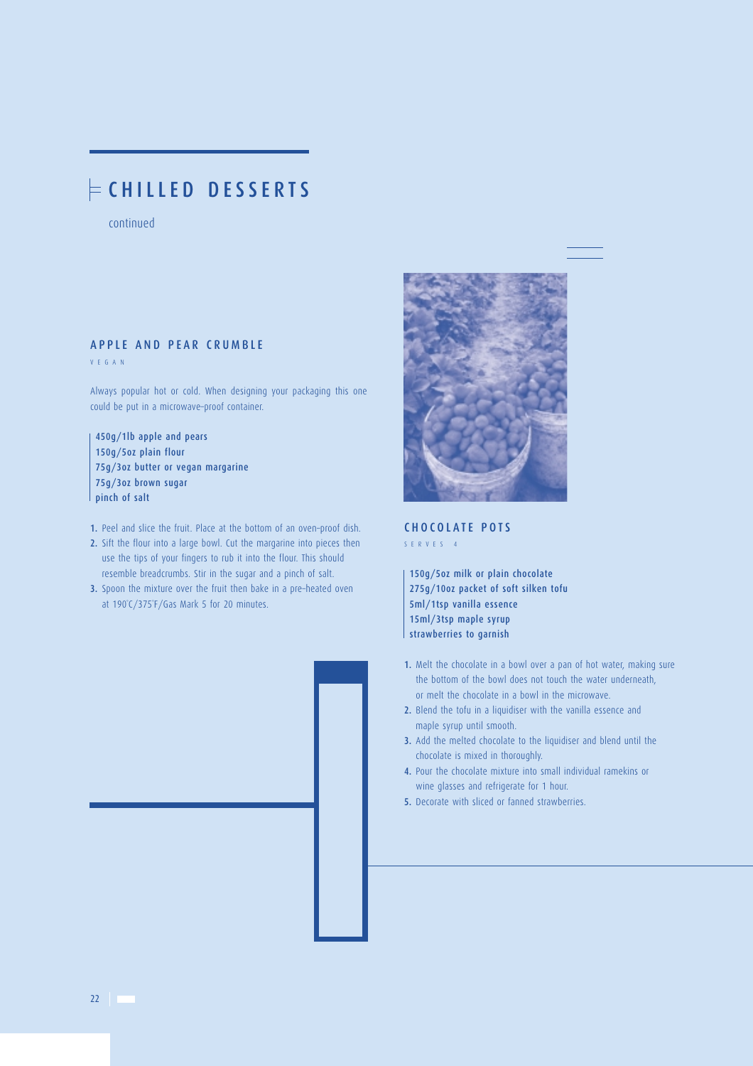# CHILLED DESSERTS

continued

## APPLE AND PEAR CRUMBLE

VEGAN

Always popular hot or cold. When designing your packaging this one could be put in a microwave-proof container.

- 450g/1lb apple and pears
- 150g/5oz plain flour
- 75g/3oz butter or vegan margarine
- 75g/3oz brown sugar
- pinch of salt

1. Peel and slice the fruit. Place at the bottom of an oven-proof dish.
2. Sift the flour into a large bowl. Cut the margarine into pieces then use the tips of your fingers to rub it into the flour. This should resemble breadcrumbs. Stir in the sugar and a pinch of salt.
3. Spoon the mixture over the fruit then bake in a pre-heated oven at 190°C/375°F/Gas Mark 5 for 20 minutes.

## CHOCOLATE POTS

SERVES 4

- 150g/5oz milk or plain chocolate
- 275g/10oz packet of soft silken tofu
- 5ml/1tsp vanilla essence
- 15ml/3tsp maple syrup
- strawberries to garnish

1. Melt the chocolate in a bowl over a pan of hot water, making sure the bottom of the bowl does not touch the water underneath, or melt the chocolate in a bowl in the microwave.
2. Blend the tofu in a liquidiser with the vanilla essence and maple syrup until smooth.
3. Add the melted chocolate to the liquidiser and blend until the chocolate is mixed in thoroughly.
4. Pour the chocolate mixture into small individual ramekins or wine glasses and refrigerate for 1 hour.
5. Decorate with sliced or fanned strawberries.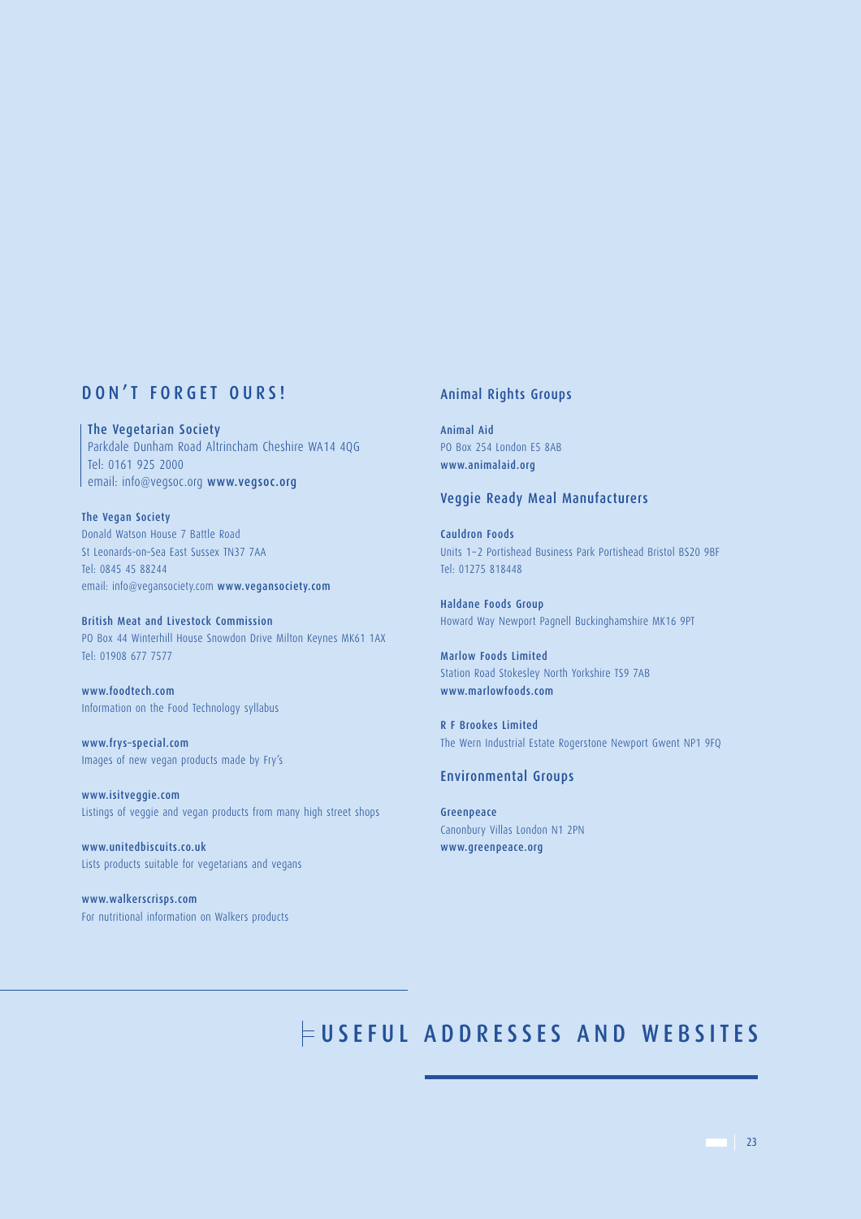# USEFUL ADDRESSES AND WEBSITES

## DON'T FORGET OURS!

**The Vegetarian Society**
Parkdale Dunham Road Altrincham Cheshire WA14 4QG
Tel: 0161 925 2000
email: info@vegsoc.org **www.vegsoc.org**

**The Vegan Society**
Donald Watson House 7 Battle Road
St Leonards-on-Sea East Sussex TN37 7AA
Tel: 0845 45 88244
email: info@vegansociety.com **www.vegansociety.com**

**British Meat and Livestock Commission**
PO Box 44 Winterhill House Snowdon Drive Milton Keynes MK61 1AX
Tel: 01908 677 7577

**www.foodtech.com**
Information on the Food Technology syllabus

**www.frys-special.com**
Images of new vegan products made by Fry's

**www.isitveggie.com**
Listings of veggie and vegan products from many high street shops

**www.unitedbiscuits.co.uk**
Lists products suitable for vegetarians and vegans

**www.walkerscrisps.com**
For nutritional information on Walkers products

## Animal Rights Groups

**Animal Aid**
PO Box 254 London E5 8AB
**www.animalaid.org**

## Veggie Ready Meal Manufacturers

**Cauldron Foods**
Units 1–2 Portishead Business Park Portishead Bristol BS20 9BF
Tel: 01275 818448

**Haldane Foods Group**
Howard Way Newport Pagnell Buckinghamshire MK16 9PT

**Marlow Foods Limited**
Station Road Stokesley North Yorkshire TS9 7AB
**www.marlowfoods.com**

**R F Brookes Limited**
The Wern Industrial Estate Rogerstone Newport Gwent NP1 9FQ

## Environmental Groups

**Greenpeace**
Canonbury Villas London N1 2PN
**www.greenpeace.org**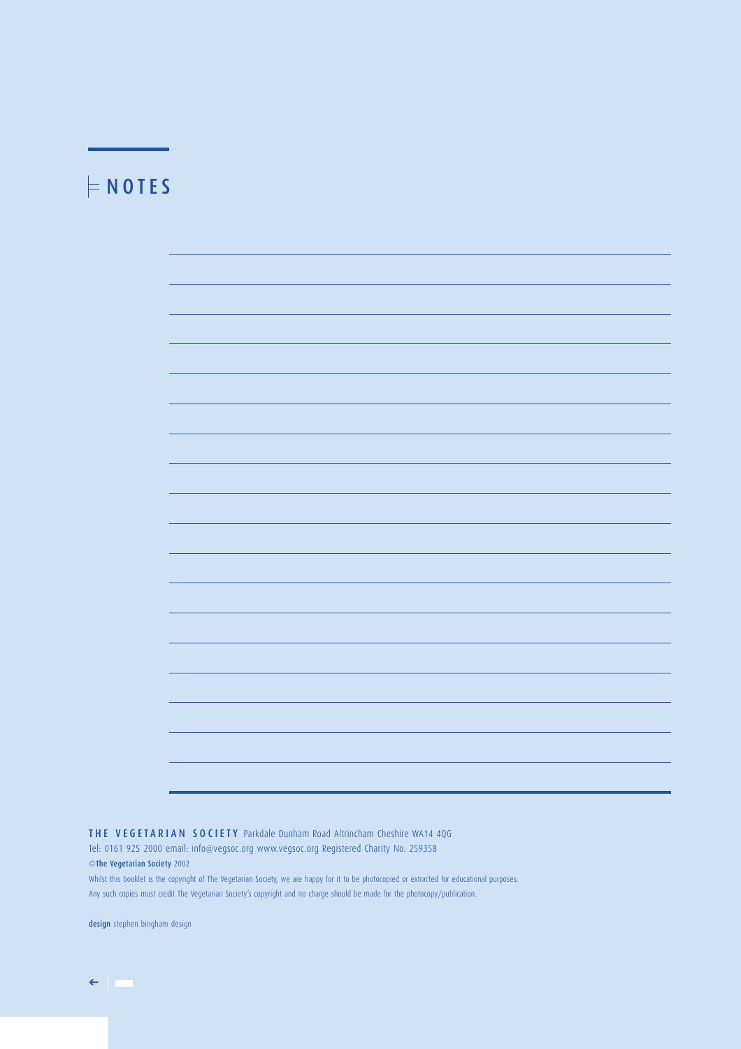# NOTES

**THE VEGETARIAN SOCIETY** Parkdale Dunham Road Altrincham Cheshire WA14 4QG
Tel: 0161 925 2000 email: info@vegsoc.org www.vegsoc.org Registered Charity No. 259358
©**The Vegetarian Society** 2002

Whilst this booklet is the copyright of The Vegetarian Society, we are happy for it to be photocopied or extracted for educational purposes. Any such copies must credit The Vegetarian Society's copyright and no charge should be made for the photocopy/publication.

**design** stephen bingham design